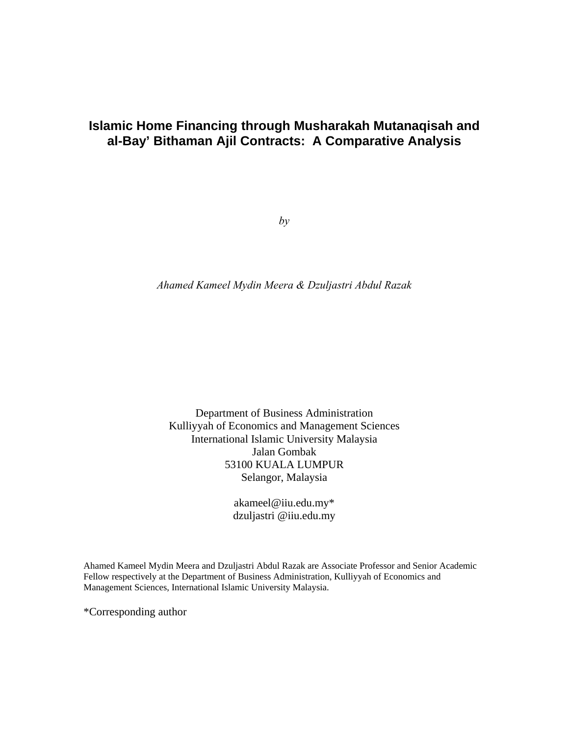# Islamic Home Financing through Musharakah Mutanaqisah and al-Bay' Bithaman Ajil Contracts: A Comparative Analysis

*by*

*Ahamed Kameel Mydin Meera & Dzuljastri Abdul Razak*

Department of Business Administration
Kulliyyah of Economics and Management Sciences
International Islamic University Malaysia
Jalan Gombak
53100 KUALA LUMPUR
Selangor, Malaysia

akameel@iiu.edu.my*
dzuljastri @iiu.edu.my

Ahamed Kameel Mydin Meera and Dzuljastri Abdul Razak are Associate Professor and Senior Academic Fellow respectively at the Department of Business Administration, Kulliyyah of Economics and Management Sciences, International Islamic University Malaysia.

*Corresponding author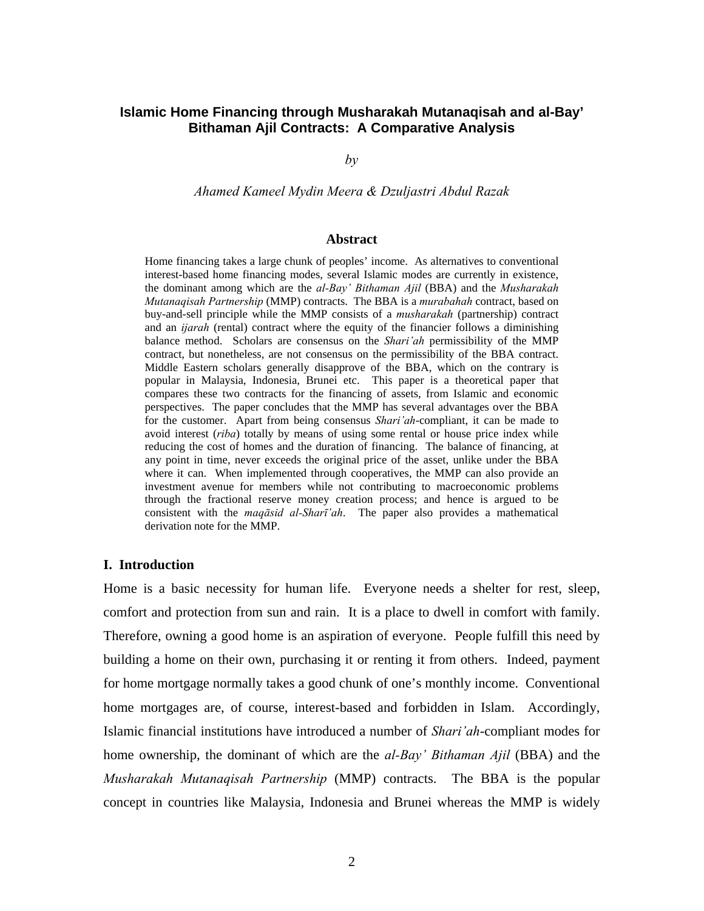# Islamic Home Financing through Musharakah Mutanaqisah and al-Bay' Bithaman Ajil Contracts: A Comparative Analysis

*by*

*Ahamed Kameel Mydin Meera & Dzuljastri Abdul Razak*

### Abstract

Home financing takes a large chunk of peoples' income. As alternatives to conventional interest-based home financing modes, several Islamic modes are currently in existence, the dominant among which are the *al-Bay' Bithaman Ajil* (BBA) and the *Musharakah Mutanaqisah Partnership* (MMP) contracts. The BBA is a *murabahah* contract, based on buy-and-sell principle while the MMP consists of a *musharakah* (partnership) contract and an *ijarah* (rental) contract where the equity of the financier follows a diminishing balance method. Scholars are consensus on the *Shari'ah* permissibility of the MMP contract, but nonetheless, are not consensus on the permissibility of the BBA contract. Middle Eastern scholars generally disapprove of the BBA, which on the contrary is popular in Malaysia, Indonesia, Brunei etc. This paper is a theoretical paper that compares these two contracts for the financing of assets, from Islamic and economic perspectives. The paper concludes that the MMP has several advantages over the BBA for the customer. Apart from being consensus *Shari'ah*-compliant, it can be made to avoid interest (*riba*) totally by means of using some rental or house price index while reducing the cost of homes and the duration of financing. The balance of financing, at any point in time, never exceeds the original price of the asset, unlike under the BBA where it can. When implemented through cooperatives, the MMP can also provide an investment avenue for members while not contributing to macroeconomic problems through the fractional reserve money creation process; and hence is argued to be consistent with the *maqāsid al-Sharī'ah*. The paper also provides a mathematical derivation note for the MMP.

## I. Introduction

Home is a basic necessity for human life. Everyone needs a shelter for rest, sleep, comfort and protection from sun and rain. It is a place to dwell in comfort with family. Therefore, owning a good home is an aspiration of everyone. People fulfill this need by building a home on their own, purchasing it or renting it from others. Indeed, payment for home mortgage normally takes a good chunk of one's monthly income. Conventional home mortgages are, of course, interest-based and forbidden in Islam. Accordingly, Islamic financial institutions have introduced a number of *Shari'ah*-compliant modes for home ownership, the dominant of which are the *al-Bay' Bithaman Ajil* (BBA) and the *Musharakah Mutanaqisah Partnership* (MMP) contracts. The BBA is the popular concept in countries like Malaysia, Indonesia and Brunei whereas the MMP is widely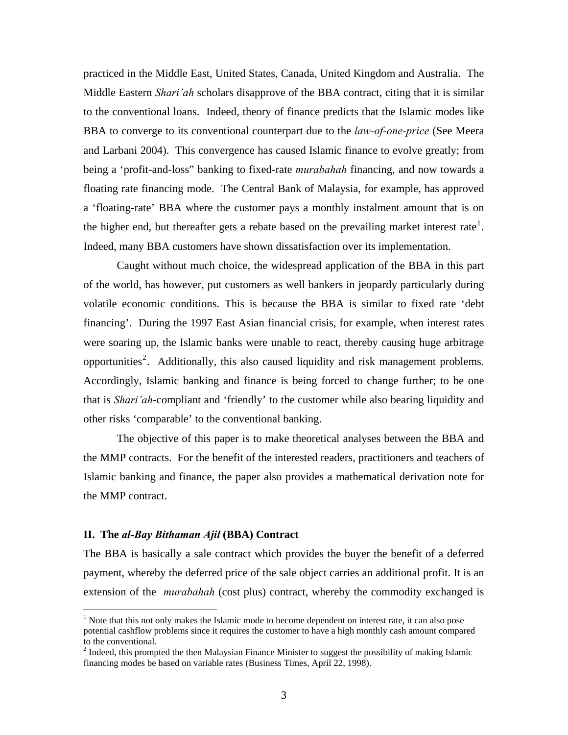practiced in the Middle East, United States, Canada, United Kingdom and Australia. The Middle Eastern *Shari'ah* scholars disapprove of the BBA contract, citing that it is similar to the conventional loans. Indeed, theory of finance predicts that the Islamic modes like BBA to converge to its conventional counterpart due to the *law-of-one-price* (See Meera and Larbani 2004). This convergence has caused Islamic finance to evolve greatly; from being a 'profit-and-loss" banking to fixed-rate *murabahah* financing, and now towards a floating rate financing mode. The Central Bank of Malaysia, for example, has approved a 'floating-rate' BBA where the customer pays a monthly instalment amount that is on the higher end, but thereafter gets a rebate based on the prevailing market interest rate[1]. Indeed, many BBA customers have shown dissatisfaction over its implementation.

Caught without much choice, the widespread application of the BBA in this part of the world, has however, put customers as well bankers in jeopardy particularly during volatile economic conditions. This is because the BBA is similar to fixed rate 'debt financing'. During the 1997 East Asian financial crisis, for example, when interest rates were soaring up, the Islamic banks were unable to react, thereby causing huge arbitrage opportunities[2]. Additionally, this also caused liquidity and risk management problems. Accordingly, Islamic banking and finance is being forced to change further; to be one that is *Shari'ah*-compliant and 'friendly' to the customer while also bearing liquidity and other risks 'comparable' to the conventional banking.

The objective of this paper is to make theoretical analyses between the BBA and the MMP contracts. For the benefit of the interested readers, practitioners and teachers of Islamic banking and finance, the paper also provides a mathematical derivation note for the MMP contract.

## II. The *al-Bay Bithaman Ajil* (BBA) Contract

The BBA is basically a sale contract which provides the buyer the benefit of a deferred payment, whereby the deferred price of the sale object carries an additional profit. It is an extension of the *murabahah* (cost plus) contract, whereby the commodity exchanged is

---

[1] Note that this not only makes the Islamic mode to become dependent on interest rate, it can also pose potential cashflow problems since it requires the customer to have a high monthly cash amount compared to the conventional.

[2] Indeed, this prompted the then Malaysian Finance Minister to suggest the possibility of making Islamic financing modes be based on variable rates (Business Times, April 22, 1998).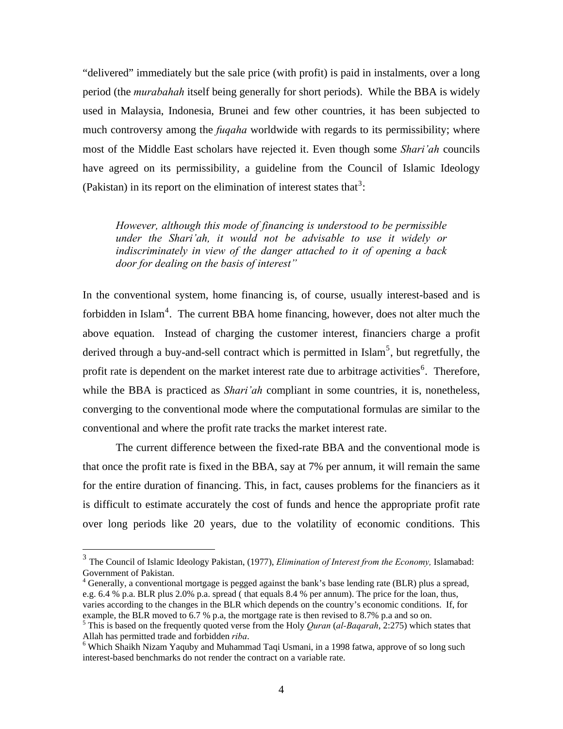"delivered" immediately but the sale price (with profit) is paid in instalments, over a long period (the *murabahah* itself being generally for short periods). While the BBA is widely used in Malaysia, Indonesia, Brunei and few other countries, it has been subjected to much controversy among the *fuqaha* worldwide with regards to its permissibility; where most of the Middle East scholars have rejected it. Even though some *Shari'ah* councils have agreed on its permissibility, a guideline from the Council of Islamic Ideology (Pakistan) in its report on the elimination of interest states that[3]:

> *However, although this mode of financing is understood to be permissible under the Shari'ah, it would not be advisable to use it widely or indiscriminately in view of the danger attached to it of opening a back door for dealing on the basis of interest"*

In the conventional system, home financing is, of course, usually interest-based and is forbidden in Islam[4]. The current BBA home financing, however, does not alter much the above equation. Instead of charging the customer interest, financiers charge a profit derived through a buy-and-sell contract which is permitted in Islam[5], but regretfully, the profit rate is dependent on the market interest rate due to arbitrage activities[6]. Therefore, while the BBA is practiced as *Shari'ah* compliant in some countries, it is, nonetheless, converging to the conventional mode where the computational formulas are similar to the conventional and where the profit rate tracks the market interest rate.

The current difference between the fixed-rate BBA and the conventional mode is that once the profit rate is fixed in the BBA, say at 7% per annum, it will remain the same for the entire duration of financing. This, in fact, causes problems for the financiers as it is difficult to estimate accurately the cost of funds and hence the appropriate profit rate over long periods like 20 years, due to the volatility of economic conditions. This

---

[3] The Council of Islamic Ideology Pakistan, (1977), *Elimination of Interest from the Economy,* Islamabad: Government of Pakistan.

[4] Generally, a conventional mortgage is pegged against the bank's base lending rate (BLR) plus a spread, e.g. 6.4 % p.a. BLR plus 2.0% p.a. spread ( that equals 8.4 % per annum). The price for the loan, thus, varies according to the changes in the BLR which depends on the country's economic conditions. If, for example, the BLR moved to 6.7 % p.a, the mortgage rate is then revised to 8.7% p.a and so on.

[5] This is based on the frequently quoted verse from the Holy *Quran* (*al-Baqarah*, 2:275) which states that Allah has permitted trade and forbidden *riba*.

[6] Which Shaikh Nizam Yaquby and Muhammad Taqi Usmani, in a 1998 fatwa, approve of so long such interest-based benchmarks do not render the contract on a variable rate.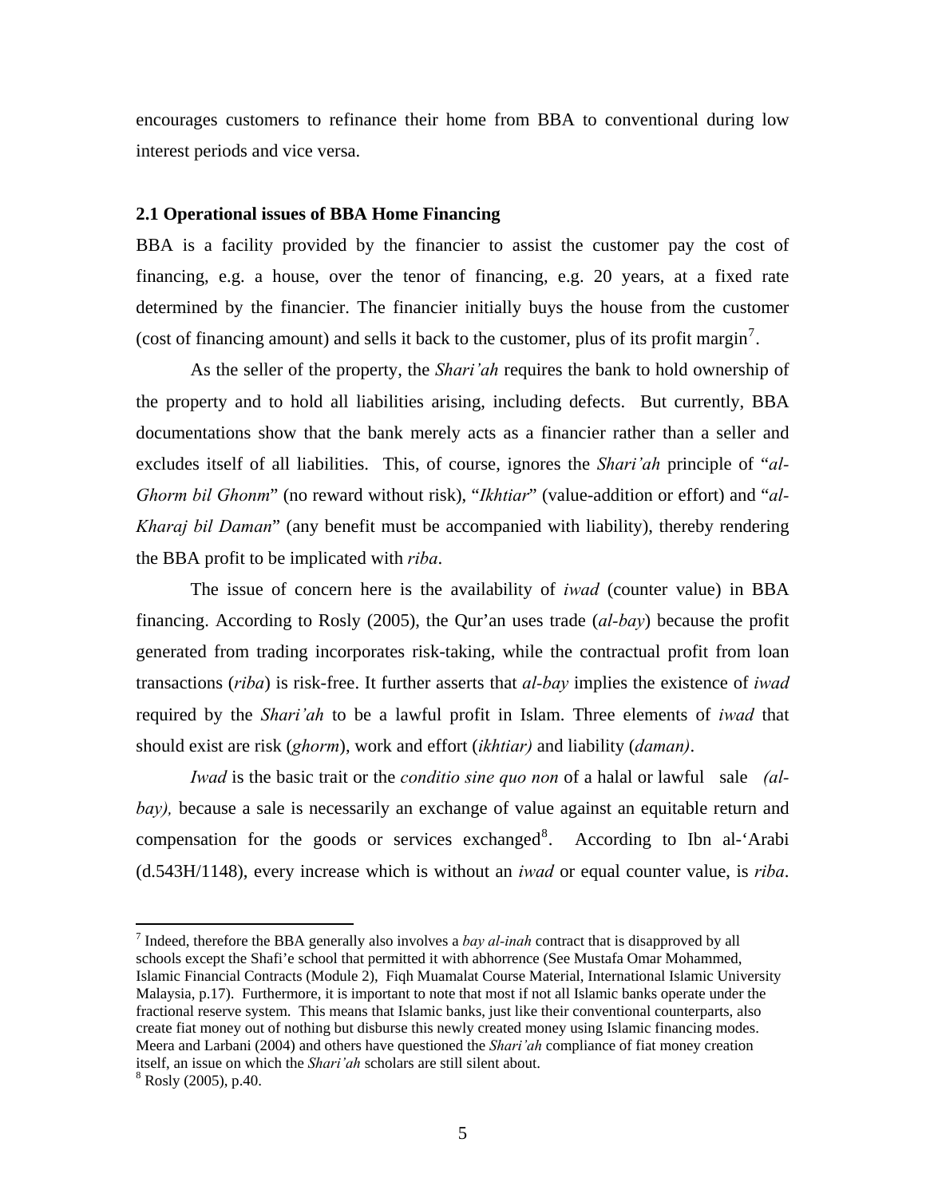encourages customers to refinance their home from BBA to conventional during low interest periods and vice versa.

### 2.1 Operational issues of BBA Home Financing

BBA is a facility provided by the financier to assist the customer pay the cost of financing, e.g. a house, over the tenor of financing, e.g. 20 years, at a fixed rate determined by the financier. The financier initially buys the house from the customer (cost of financing amount) and sells it back to the customer, plus of its profit margin[7].

As the seller of the property, the *Shari'ah* requires the bank to hold ownership of the property and to hold all liabilities arising, including defects. But currently, BBA documentations show that the bank merely acts as a financier rather than a seller and excludes itself of all liabilities. This, of course, ignores the *Shari'ah* principle of "*al-Ghorm bil Ghonm*" (no reward without risk), "*Ikhtiar*" (value-addition or effort) and "*al-Kharaj bil Daman*" (any benefit must be accompanied with liability), thereby rendering the BBA profit to be implicated with *riba*.

The issue of concern here is the availability of *iwad* (counter value) in BBA financing. According to Rosly (2005), the Qur'an uses trade (*al-bay*) because the profit generated from trading incorporates risk-taking, while the contractual profit from loan transactions (*riba*) is risk-free. It further asserts that *al-bay* implies the existence of *iwad* required by the *Shari'ah* to be a lawful profit in Islam. Three elements of *iwad* that should exist are risk (*ghorm*), work and effort (*ikhtiar)* and liability (*daman)*.

*Iwad* is the basic trait or the *conditio sine quo non* of a halal or lawful sale *(al-bay),* because a sale is necessarily an exchange of value against an equitable return and compensation for the goods or services exchanged[8]. According to Ibn al-'Arabi (d.543H/1148), every increase which is without an *iwad* or equal counter value, is *riba*.

---

[7] Indeed, therefore the BBA generally also involves a *bay al-inah* contract that is disapproved by all schools except the Shafi'e school that permitted it with abhorrence (See Mustafa Omar Mohammed, Islamic Financial Contracts (Module 2), Fiqh Muamalat Course Material, International Islamic University Malaysia, p.17). Furthermore, it is important to note that most if not all Islamic banks operate under the fractional reserve system. This means that Islamic banks, just like their conventional counterparts, also create fiat money out of nothing but disburse this newly created money using Islamic financing modes. Meera and Larbani (2004) and others have questioned the *Shari'ah* compliance of fiat money creation itself, an issue on which the *Shari'ah* scholars are still silent about.

[8] Rosly (2005), p.40.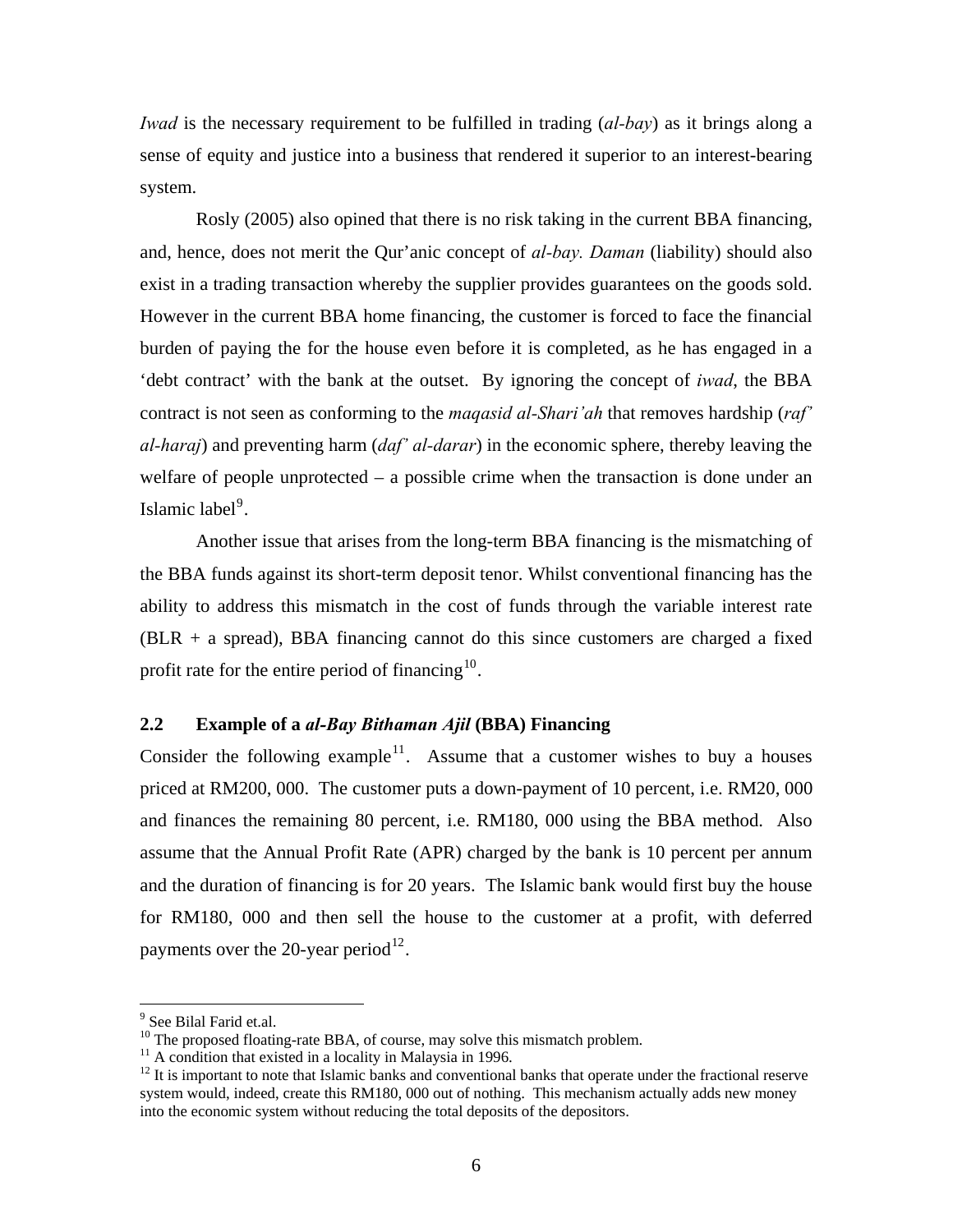*Iwad* is the necessary requirement to be fulfilled in trading (*al-bay*) as it brings along a sense of equity and justice into a business that rendered it superior to an interest-bearing system.

Rosly (2005) also opined that there is no risk taking in the current BBA financing, and, hence, does not merit the Qur'anic concept of *al-bay. Daman* (liability) should also exist in a trading transaction whereby the supplier provides guarantees on the goods sold. However in the current BBA home financing, the customer is forced to face the financial burden of paying the for the house even before it is completed, as he has engaged in a 'debt contract' with the bank at the outset. By ignoring the concept of *iwad*, the BBA contract is not seen as conforming to the *maqasid al-Shari'ah* that removes hardship (*raf' al-haraj*) and preventing harm (*daf' al-darar*) in the economic sphere, thereby leaving the welfare of people unprotected – a possible crime when the transaction is done under an Islamic label[9].

Another issue that arises from the long-term BBA financing is the mismatching of the BBA funds against its short-term deposit tenor. Whilst conventional financing has the ability to address this mismatch in the cost of funds through the variable interest rate (BLR + a spread), BBA financing cannot do this since customers are charged a fixed profit rate for the entire period of financing[10].

## 2.2 Example of a *al-Bay Bithaman Ajil* (BBA) Financing

Consider the following example[11]. Assume that a customer wishes to buy a houses priced at RM200, 000. The customer puts a down-payment of 10 percent, i.e. RM20, 000 and finances the remaining 80 percent, i.e. RM180, 000 using the BBA method. Also assume that the Annual Profit Rate (APR) charged by the bank is 10 percent per annum and the duration of financing is for 20 years. The Islamic bank would first buy the house for RM180, 000 and then sell the house to the customer at a profit, with deferred payments over the 20-year period[12].

---

[9] See Bilal Farid et.al.

[10] The proposed floating-rate BBA, of course, may solve this mismatch problem.

[11] A condition that existed in a locality in Malaysia in 1996.

[12] It is important to note that Islamic banks and conventional banks that operate under the fractional reserve system would, indeed, create this RM180, 000 out of nothing. This mechanism actually adds new money into the economic system without reducing the total deposits of the depositors.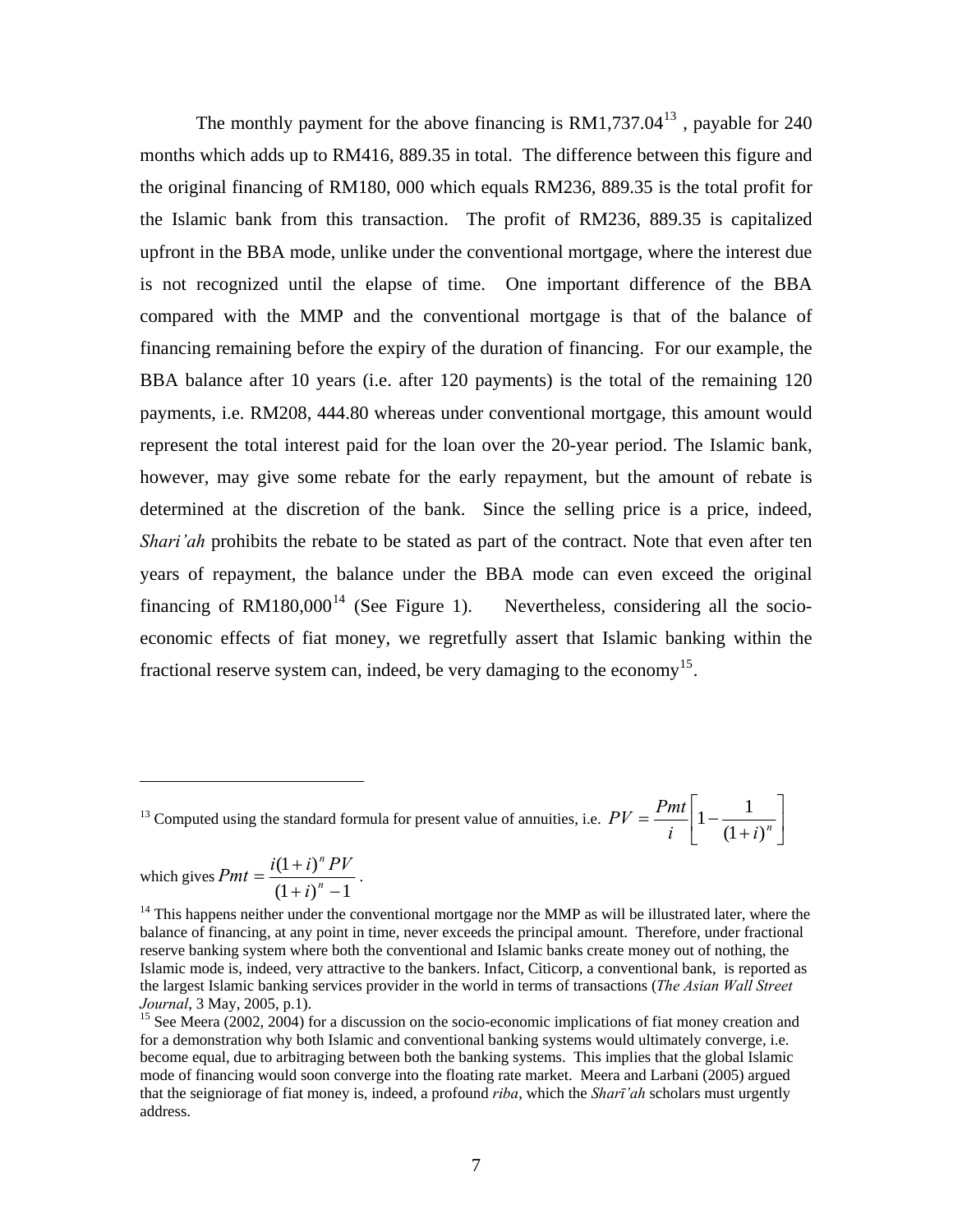The monthly payment for the above financing is RM1,737.04[13] , payable for 240 months which adds up to RM416, 889.35 in total. The difference between this figure and the original financing of RM180, 000 which equals RM236, 889.35 is the total profit for the Islamic bank from this transaction. The profit of RM236, 889.35 is capitalized upfront in the BBA mode, unlike under the conventional mortgage, where the interest due is not recognized until the elapse of time. One important difference of the BBA compared with the MMP and the conventional mortgage is that of the balance of financing remaining before the expiry of the duration of financing. For our example, the BBA balance after 10 years (i.e. after 120 payments) is the total of the remaining 120 payments, i.e. RM208, 444.80 whereas under conventional mortgage, this amount would represent the total interest paid for the loan over the 20-year period. The Islamic bank, however, may give some rebate for the early repayment, but the amount of rebate is determined at the discretion of the bank. Since the selling price is a price, indeed, *Shari'ah* prohibits the rebate to be stated as part of the contract. Note that even after ten years of repayment, the balance under the BBA mode can even exceed the original financing of RM180,000[14] (See Figure 1). Nevertheless, considering all the socio-economic effects of fiat money, we regretfully assert that Islamic banking within the fractional reserve system can, indeed, be very damaging to the economy[15].

---

[13] Computed using the standard formula for present value of annuities, i.e. $PV = \frac{Pmt}{i}\left[1 - \frac{1}{(1+i)^n}\right]$ which gives $Pmt = \frac{i(1+i)^n PV}{(1+i)^n - 1}$.

[14] This happens neither under the conventional mortgage nor the MMP as will be illustrated later, where the balance of financing, at any point in time, never exceeds the principal amount. Therefore, under fractional reserve banking system where both the conventional and Islamic banks create money out of nothing, the Islamic mode is, indeed, very attractive to the bankers. Infact, Citicorp, a conventional bank, is reported as the largest Islamic banking services provider in the world in terms of transactions (*The Asian Wall Street Journal*, 3 May, 2005, p.1).

[15] See Meera (2002, 2004) for a discussion on the socio-economic implications of fiat money creation and for a demonstration why both Islamic and conventional banking systems would ultimately converge, i.e. become equal, due to arbitraging between both the banking systems. This implies that the global Islamic mode of financing would soon converge into the floating rate market. Meera and Larbani (2005) argued that the seigniorage of fiat money is, indeed, a profound *riba*, which the *Sharī'ah* scholars must urgently address.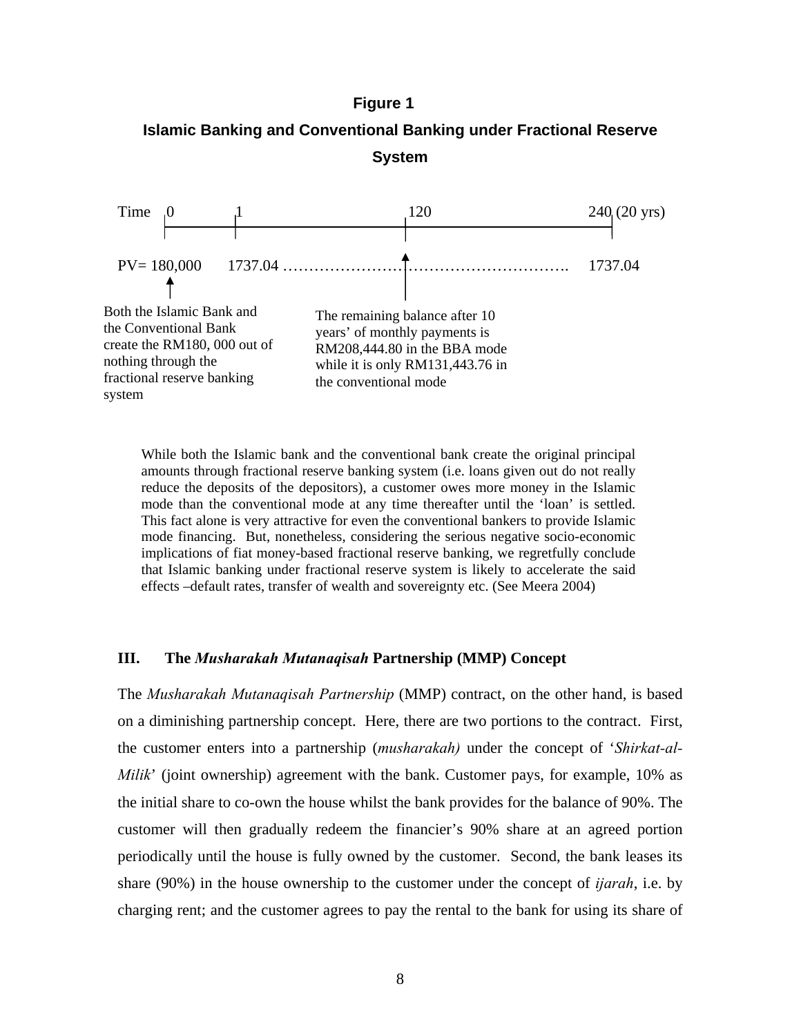**Figure 1**

**Islamic Banking and Conventional Banking under Fractional Reserve System**

Time 0 1 120 240 (20 yrs)

PV= 180,000 1737.04 …………………………………………………. 1737.04

Both the Islamic Bank and the Conventional Bank create the RM180, 000 out of nothing through the fractional reserve banking system

The remaining balance after 10 years' of monthly payments is RM208,444.80 in the BBA mode while it is only RM131,443.76 in the conventional mode

> While both the Islamic bank and the conventional bank create the original principal amounts through fractional reserve banking system (i.e. loans given out do not really reduce the deposits of the depositors), a customer owes more money in the Islamic mode than the conventional mode at any time thereafter until the 'loan' is settled. This fact alone is very attractive for even the conventional bankers to provide Islamic mode financing. But, nonetheless, considering the serious negative socio-economic implications of fiat money-based fractional reserve banking, we regretfully conclude that Islamic banking under fractional reserve system is likely to accelerate the said effects –default rates, transfer of wealth and sovereignty etc. (See Meera 2004)

## III. The *Musharakah Mutanaqisah* Partnership (MMP) Concept

The *Musharakah Mutanaqisah Partnership* (MMP) contract, on the other hand, is based on a diminishing partnership concept. Here, there are two portions to the contract. First, the customer enters into a partnership (*musharakah)* under the concept of '*Shirkat-al-Milik*' (joint ownership) agreement with the bank. Customer pays, for example, 10% as the initial share to co-own the house whilst the bank provides for the balance of 90%. The customer will then gradually redeem the financier's 90% share at an agreed portion periodically until the house is fully owned by the customer. Second, the bank leases its share (90%) in the house ownership to the customer under the concept of *ijarah*, i.e. by charging rent; and the customer agrees to pay the rental to the bank for using its share of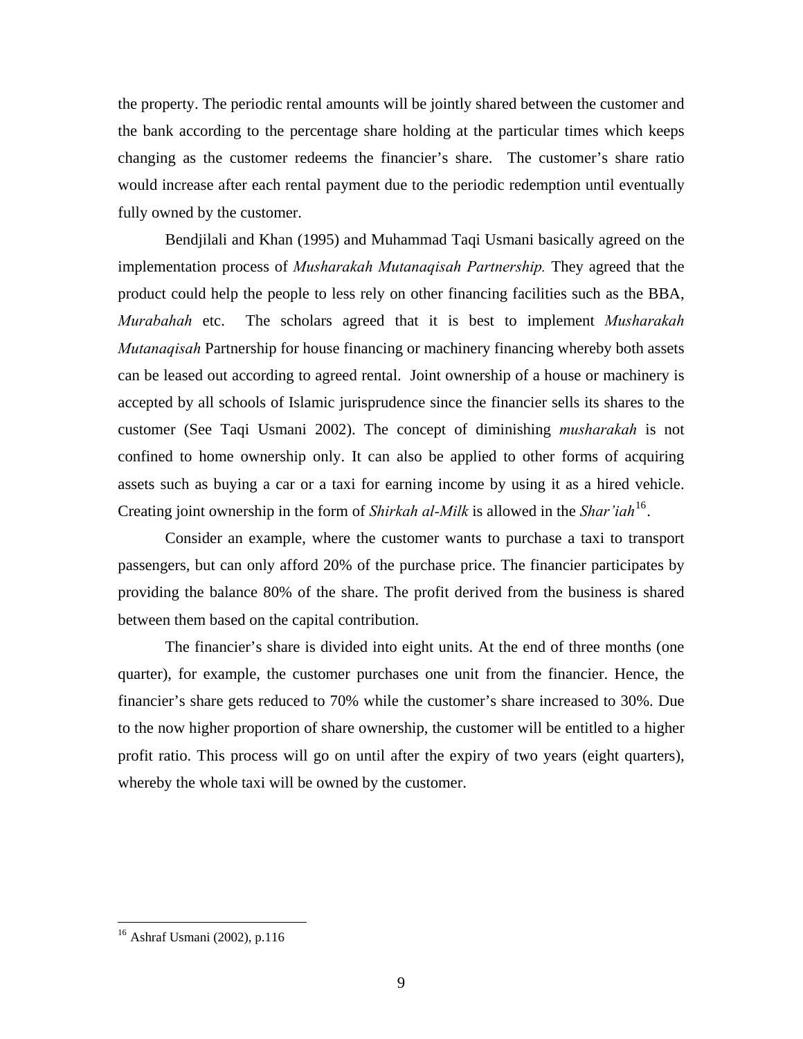the property. The periodic rental amounts will be jointly shared between the customer and the bank according to the percentage share holding at the particular times which keeps changing as the customer redeems the financier's share. The customer's share ratio would increase after each rental payment due to the periodic redemption until eventually fully owned by the customer.

Bendjilali and Khan (1995) and Muhammad Taqi Usmani basically agreed on the implementation process of *Musharakah Mutanaqisah Partnership.* They agreed that the product could help the people to less rely on other financing facilities such as the BBA, *Murabahah* etc. The scholars agreed that it is best to implement *Musharakah Mutanaqisah* Partnership for house financing or machinery financing whereby both assets can be leased out according to agreed rental. Joint ownership of a house or machinery is accepted by all schools of Islamic jurisprudence since the financier sells its shares to the customer (See Taqi Usmani 2002). The concept of diminishing *musharakah* is not confined to home ownership only. It can also be applied to other forms of acquiring assets such as buying a car or a taxi for earning income by using it as a hired vehicle. Creating joint ownership in the form of *Shirkah al-Milk* is allowed in the *Shar'iah*[16].

Consider an example, where the customer wants to purchase a taxi to transport passengers, but can only afford 20% of the purchase price. The financier participates by providing the balance 80% of the share. The profit derived from the business is shared between them based on the capital contribution.

The financier's share is divided into eight units. At the end of three months (one quarter), for example, the customer purchases one unit from the financier. Hence, the financier's share gets reduced to 70% while the customer's share increased to 30%. Due to the now higher proportion of share ownership, the customer will be entitled to a higher profit ratio. This process will go on until after the expiry of two years (eight quarters), whereby the whole taxi will be owned by the customer.

---

[16] Ashraf Usmani (2002), p.116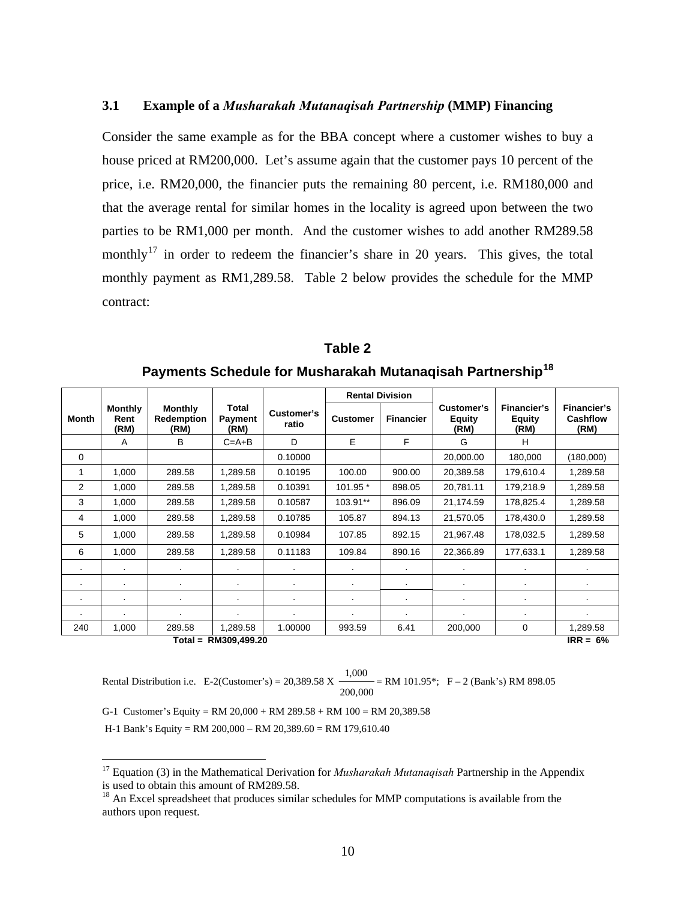### 3.1 Example of a *Musharakah Mutanaqisah Partnership* (MMP) Financing

Consider the same example as for the BBA concept where a customer wishes to buy a house priced at RM200,000. Let's assume again that the customer pays 10 percent of the price, i.e. RM20,000, the financier puts the remaining 80 percent, i.e. RM180,000 and that the average rental for similar homes in the locality is agreed upon between the two parties to be RM1,000 per month. And the customer wishes to add another RM289.58 monthly[17] in order to redeem the financier's share in 20 years. This gives, the total monthly payment as RM1,289.58. Table 2 below provides the schedule for the MMP contract:

**Table 2**

**Payments Schedule for Musharakah Mutanaqisah Partnership[18]**

| Month | Monthly Rent (RM) | Monthly Redemption (RM) | Total Payment (RM) | Customer's ratio | Rental Division | | Customer's Equity (RM) | Financier's Equity (RM) | Financier's Cashflow (RM) |
|---|---|---|---|---|---|---|---|---|---|
| | | | | | Customer | Financier | | | |
| | A | B | C=A+B | D | E | F | G | H | |
| 0 | | | | 0.10000 | | | 20,000.00 | 180,000 | (180,000) |
| 1 | 1,000 | 289.58 | 1,289.58 | 0.10195 | 100.00 | 900.00 | 20,389.58 | 179,610.4 | 1,289.58 |
| 2 | 1,000 | 289.58 | 1,289.58 | 0.10391 | 101.95 * | 898.05 | 20,781.11 | 179,218.9 | 1,289.58 |
| 3 | 1,000 | 289.58 | 1,289.58 | 0.10587 | 103.91** | 896.09 | 21,174.59 | 178,825.4 | 1,289.58 |
| 4 | 1,000 | 289.58 | 1,289.58 | 0.10785 | 105.87 | 894.13 | 21,570.05 | 178,430.0 | 1,289.58 |
| 5 | 1,000 | 289.58 | 1,289.58 | 0.10984 | 107.85 | 892.15 | 21,967.48 | 178,032.5 | 1,289.58 |
| 6 | 1,000 | 289.58 | 1,289.58 | 0.11183 | 109.84 | 890.16 | 22,366.89 | 177,633.1 | 1,289.58 |
| . | . | . | . | . | . | . | . | . | . |
| . | . | . | . | . | . | . | . | . | . |
| . | . | . | . | . | . | . | . | . | . |
| . | . | . | . | . | . | . | . | . | . |
| 240 | 1,000 | 289.58 | 1,289.58 | 1.00000 | 993.59 | 6.41 | 200,000 | 0 | 1,289.58 |
| | | Total = | RM309,499.20 | | | | | | IRR = 6% |

Rental Distribution i.e. E-2(Customer's) = 20,389.58 X $\frac{1{,}000}{200{,}000}$ = RM 101.95*; F – 2 (Bank's) RM 898.05

G-1 Customer's Equity = RM 20,000 + RM 289.58 + RM 100 = RM 20,389.58

H-1 Bank's Equity = RM 200,000 – RM 20,389.60 = RM 179,610.40

---

[17] Equation (3) in the Mathematical Derivation for *Musharakah Mutanaqisah* Partnership in the Appendix is used to obtain this amount of RM289.58.

[18] An Excel spreadsheet that produces similar schedules for MMP computations is available from the authors upon request.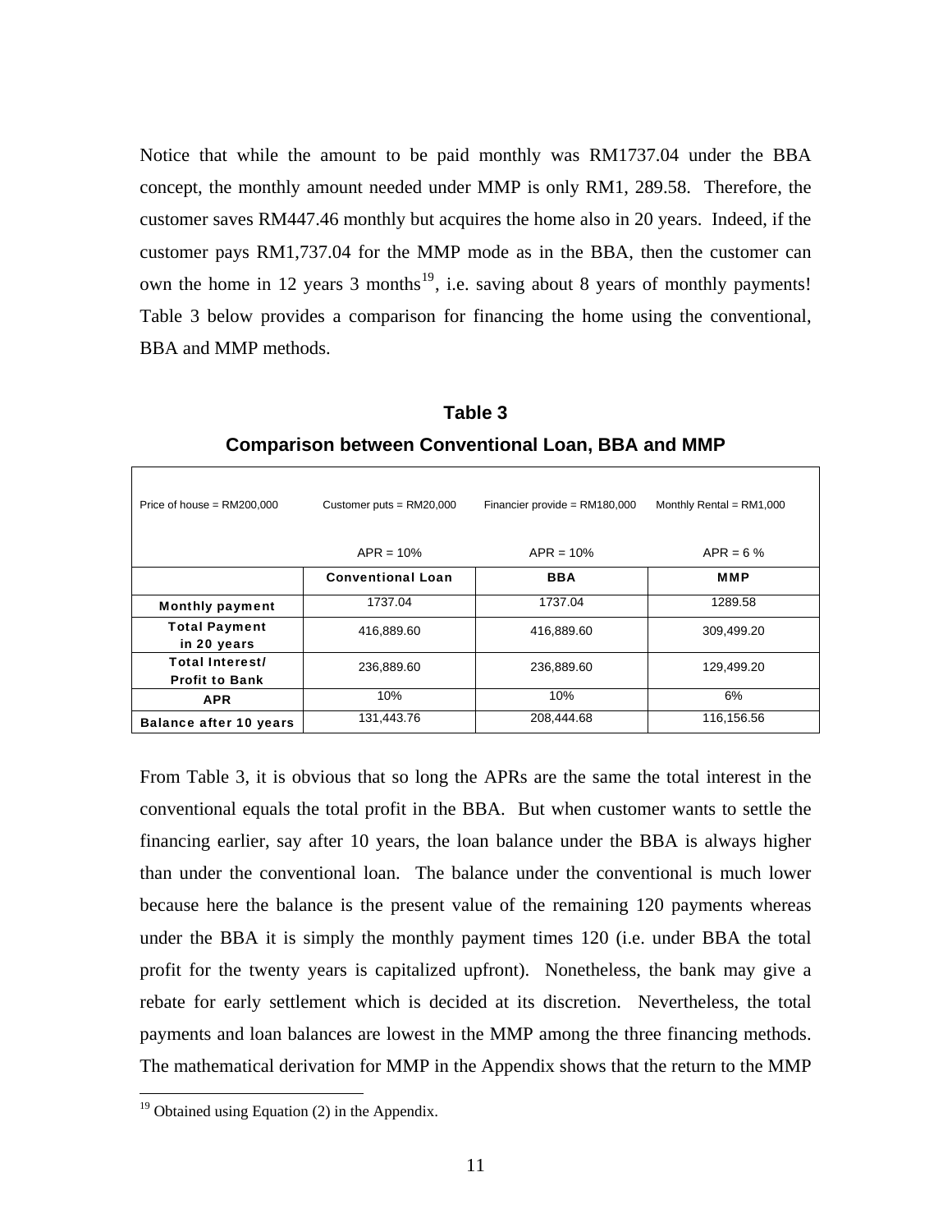Notice that while the amount to be paid monthly was RM1737.04 under the BBA concept, the monthly amount needed under MMP is only RM1, 289.58. Therefore, the customer saves RM447.46 monthly but acquires the home also in 20 years. Indeed, if the customer pays RM1,737.04 for the MMP mode as in the BBA, then the customer can own the home in 12 years 3 months[19], i.e. saving about 8 years of monthly payments! Table 3 below provides a comparison for financing the home using the conventional, BBA and MMP methods.

**Table 3**

**Comparison between Conventional Loan, BBA and MMP**

| Price of house = RM200,000 | Customer puts = RM20,000<br><br>APR = 10% | Financier provide = RM180,000<br><br>APR = 10% | Monthly Rental = RM1,000<br><br>APR = 6 % |
|---|---|---|---|
| | **Conventional Loan** | **BBA** | **MMP** |
| **Monthly payment** | 1737.04 | 1737.04 | 1289.58 |
| **Total Payment in 20 years** | 416,889.60 | 416,889.60 | 309,499.20 |
| **Total Interest/ Profit to Bank** | 236,889.60 | 236,889.60 | 129,499.20 |
| **APR** | 10% | 10% | 6% |
| **Balance after 10 years** | 131,443.76 | 208,444.68 | 116,156.56 |

From Table 3, it is obvious that so long the APRs are the same the total interest in the conventional equals the total profit in the BBA. But when customer wants to settle the financing earlier, say after 10 years, the loan balance under the BBA is always higher than under the conventional loan. The balance under the conventional is much lower because here the balance is the present value of the remaining 120 payments whereas under the BBA it is simply the monthly payment times 120 (i.e. under BBA the total profit for the twenty years is capitalized upfront). Nonetheless, the bank may give a rebate for early settlement which is decided at its discretion. Nevertheless, the total payments and loan balances are lowest in the MMP among the three financing methods. The mathematical derivation for MMP in the Appendix shows that the return to the MMP

[19] Obtained using Equation (2) in the Appendix.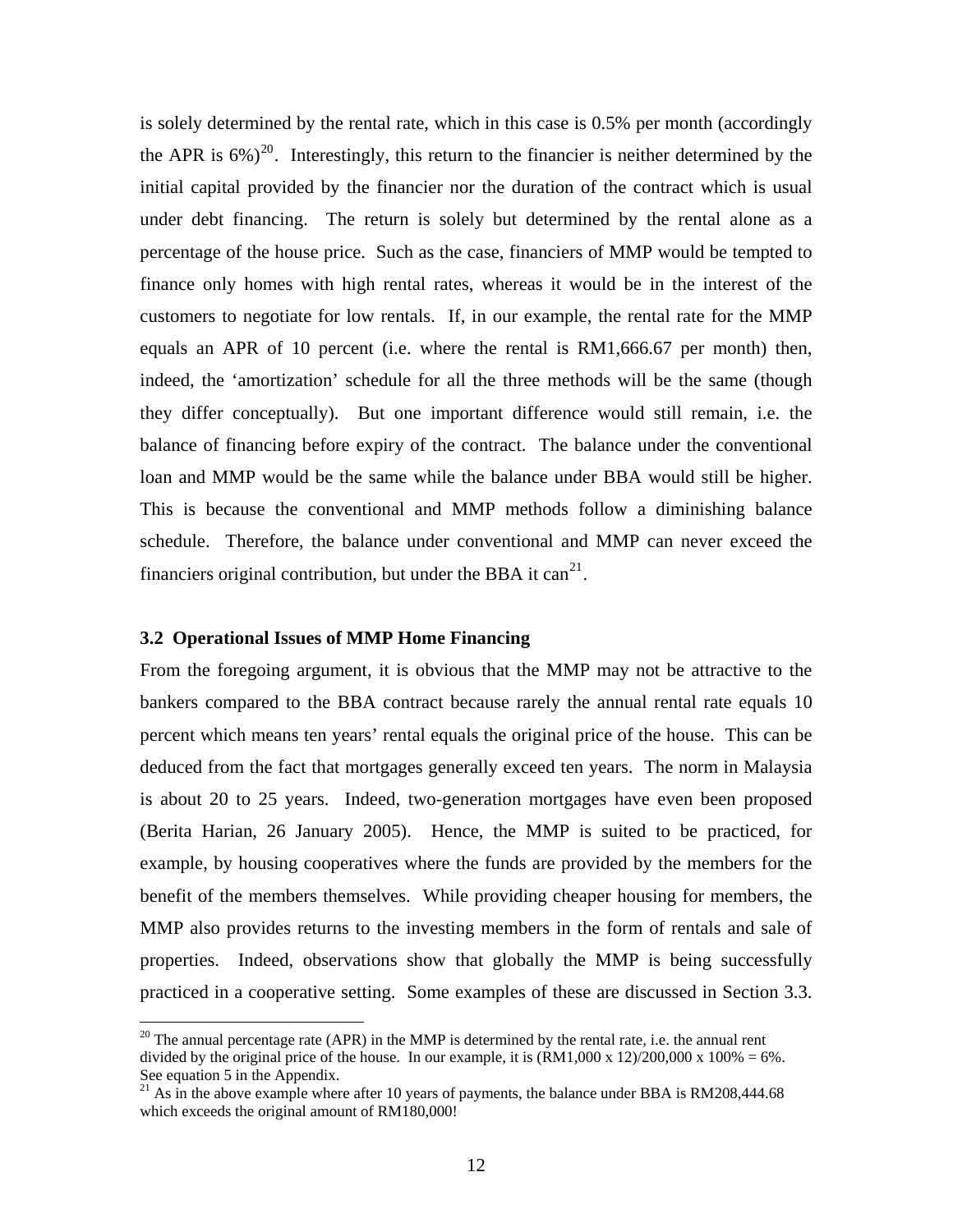is solely determined by the rental rate, which in this case is 0.5% per month (accordingly the APR is 6%)[20]. Interestingly, this return to the financier is neither determined by the initial capital provided by the financier nor the duration of the contract which is usual under debt financing. The return is solely but determined by the rental alone as a percentage of the house price. Such as the case, financiers of MMP would be tempted to finance only homes with high rental rates, whereas it would be in the interest of the customers to negotiate for low rentals. If, in our example, the rental rate for the MMP equals an APR of 10 percent (i.e. where the rental is RM1,666.67 per month) then, indeed, the 'amortization' schedule for all the three methods will be the same (though they differ conceptually). But one important difference would still remain, i.e. the balance of financing before expiry of the contract. The balance under the conventional loan and MMP would be the same while the balance under BBA would still be higher. This is because the conventional and MMP methods follow a diminishing balance schedule. Therefore, the balance under conventional and MMP can never exceed the financiers original contribution, but under the BBA it can[21].

### 3.2 Operational Issues of MMP Home Financing

From the foregoing argument, it is obvious that the MMP may not be attractive to the bankers compared to the BBA contract because rarely the annual rental rate equals 10 percent which means ten years' rental equals the original price of the house. This can be deduced from the fact that mortgages generally exceed ten years. The norm in Malaysia is about 20 to 25 years. Indeed, two-generation mortgages have even been proposed (Berita Harian, 26 January 2005). Hence, the MMP is suited to be practiced, for example, by housing cooperatives where the funds are provided by the members for the benefit of the members themselves. While providing cheaper housing for members, the MMP also provides returns to the investing members in the form of rentals and sale of properties. Indeed, observations show that globally the MMP is being successfully practiced in a cooperative setting. Some examples of these are discussed in Section 3.3.

---

[20] The annual percentage rate (APR) in the MMP is determined by the rental rate, i.e. the annual rent divided by the original price of the house. In our example, it is (RM1,000 x 12)/200,000 x 100% = 6%. See equation 5 in the Appendix.

[21] As in the above example where after 10 years of payments, the balance under BBA is RM208,444.68 which exceeds the original amount of RM180,000!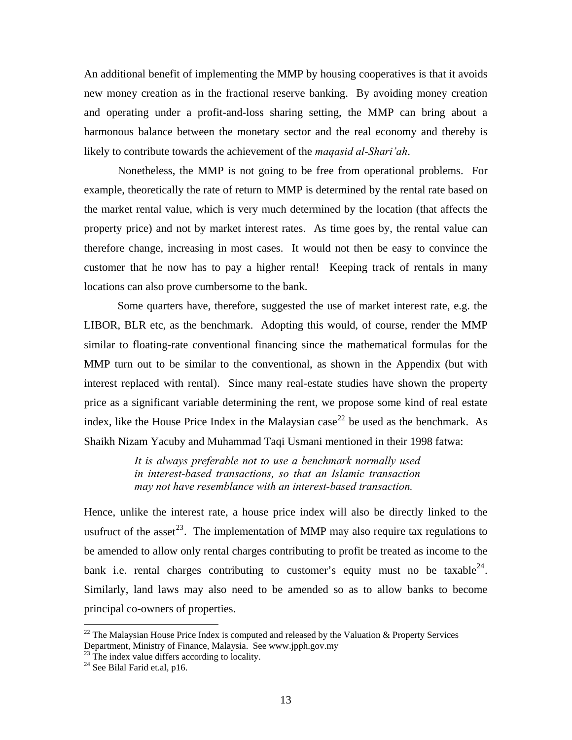An additional benefit of implementing the MMP by housing cooperatives is that it avoids new money creation as in the fractional reserve banking. By avoiding money creation and operating under a profit-and-loss sharing setting, the MMP can bring about a harmonous balance between the monetary sector and the real economy and thereby is likely to contribute towards the achievement of the *maqasid al-Shari'ah*.

Nonetheless, the MMP is not going to be free from operational problems. For example, theoretically the rate of return to MMP is determined by the rental rate based on the market rental value, which is very much determined by the location (that affects the property price) and not by market interest rates. As time goes by, the rental value can therefore change, increasing in most cases. It would not then be easy to convince the customer that he now has to pay a higher rental! Keeping track of rentals in many locations can also prove cumbersome to the bank.

Some quarters have, therefore, suggested the use of market interest rate, e.g. the LIBOR, BLR etc, as the benchmark. Adopting this would, of course, render the MMP similar to floating-rate conventional financing since the mathematical formulas for the MMP turn out to be similar to the conventional, as shown in the Appendix (but with interest replaced with rental). Since many real-estate studies have shown the property price as a significant variable determining the rent, we propose some kind of real estate index, like the House Price Index in the Malaysian case[22] be used as the benchmark. As Shaikh Nizam Yacuby and Muhammad Taqi Usmani mentioned in their 1998 fatwa:

> *It is always preferable not to use a benchmark normally used in interest-based transactions, so that an Islamic transaction may not have resemblance with an interest-based transaction.*

Hence, unlike the interest rate, a house price index will also be directly linked to the usufruct of the asset[23]. The implementation of MMP may also require tax regulations to be amended to allow only rental charges contributing to profit be treated as income to the bank i.e. rental charges contributing to customer's equity must no be taxable[24]. Similarly, land laws may also need to be amended so as to allow banks to become principal co-owners of properties.

[22] The Malaysian House Price Index is computed and released by the Valuation & Property Services Department, Ministry of Finance, Malaysia. See www.jpph.gov.my

[23] The index value differs according to locality.

[24] See Bilal Farid et.al, p16.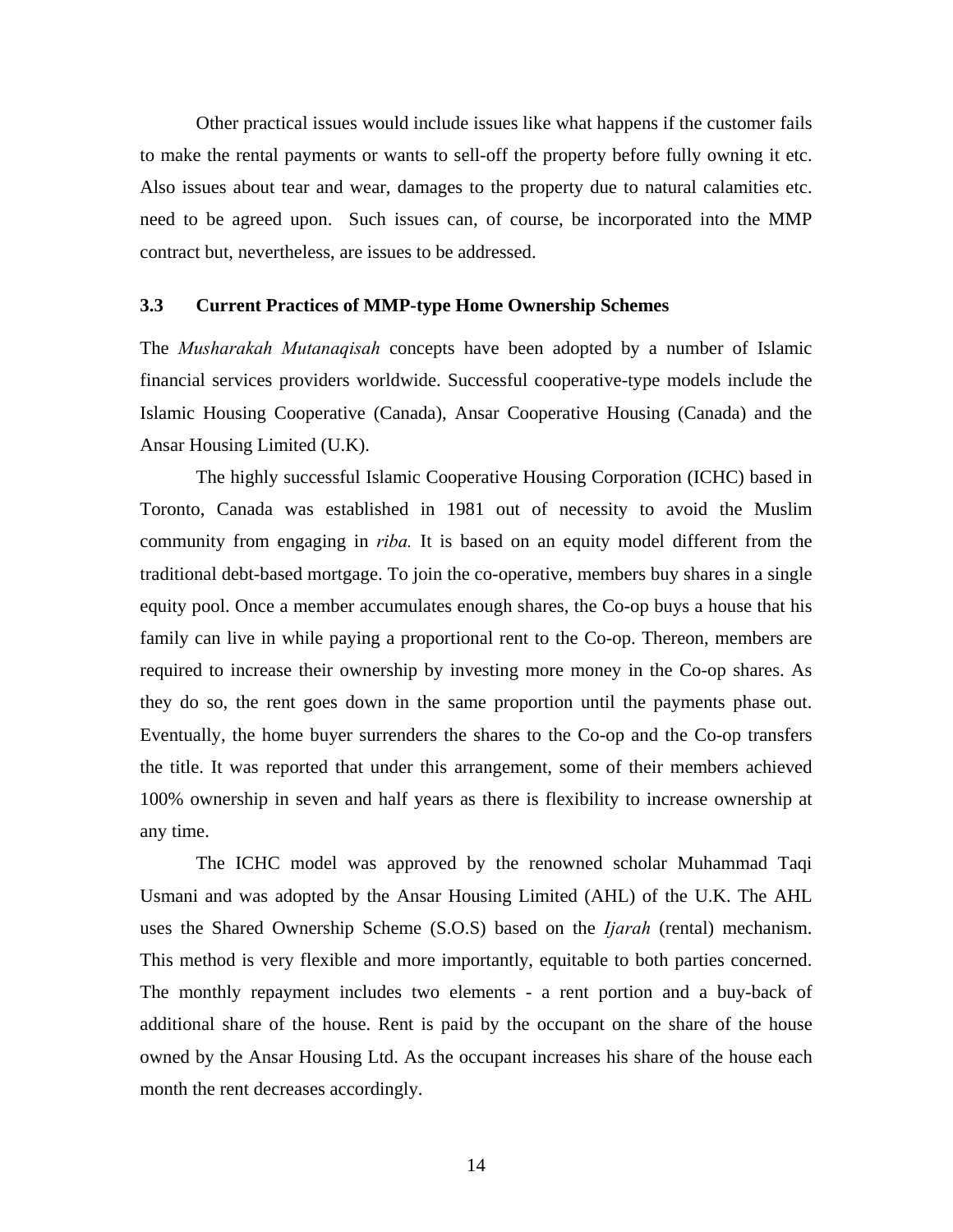Other practical issues would include issues like what happens if the customer fails to make the rental payments or wants to sell-off the property before fully owning it etc. Also issues about tear and wear, damages to the property due to natural calamities etc. need to be agreed upon. Such issues can, of course, be incorporated into the MMP contract but, nevertheless, are issues to be addressed.

### 3.3 Current Practices of MMP-type Home Ownership Schemes

The *Musharakah Mutanaqisah* concepts have been adopted by a number of Islamic financial services providers worldwide. Successful cooperative-type models include the Islamic Housing Cooperative (Canada), Ansar Cooperative Housing (Canada) and the Ansar Housing Limited (U.K).

The highly successful Islamic Cooperative Housing Corporation (ICHC) based in Toronto, Canada was established in 1981 out of necessity to avoid the Muslim community from engaging in *riba.* It is based on an equity model different from the traditional debt-based mortgage. To join the co-operative, members buy shares in a single equity pool. Once a member accumulates enough shares, the Co-op buys a house that his family can live in while paying a proportional rent to the Co-op. Thereon, members are required to increase their ownership by investing more money in the Co-op shares. As they do so, the rent goes down in the same proportion until the payments phase out. Eventually, the home buyer surrenders the shares to the Co-op and the Co-op transfers the title. It was reported that under this arrangement, some of their members achieved 100% ownership in seven and half years as there is flexibility to increase ownership at any time.

The ICHC model was approved by the renowned scholar Muhammad Taqi Usmani and was adopted by the Ansar Housing Limited (AHL) of the U.K. The AHL uses the Shared Ownership Scheme (S.O.S) based on the *Ijarah* (rental) mechanism. This method is very flexible and more importantly, equitable to both parties concerned. The monthly repayment includes two elements - a rent portion and a buy-back of additional share of the house. Rent is paid by the occupant on the share of the house owned by the Ansar Housing Ltd. As the occupant increases his share of the house each month the rent decreases accordingly.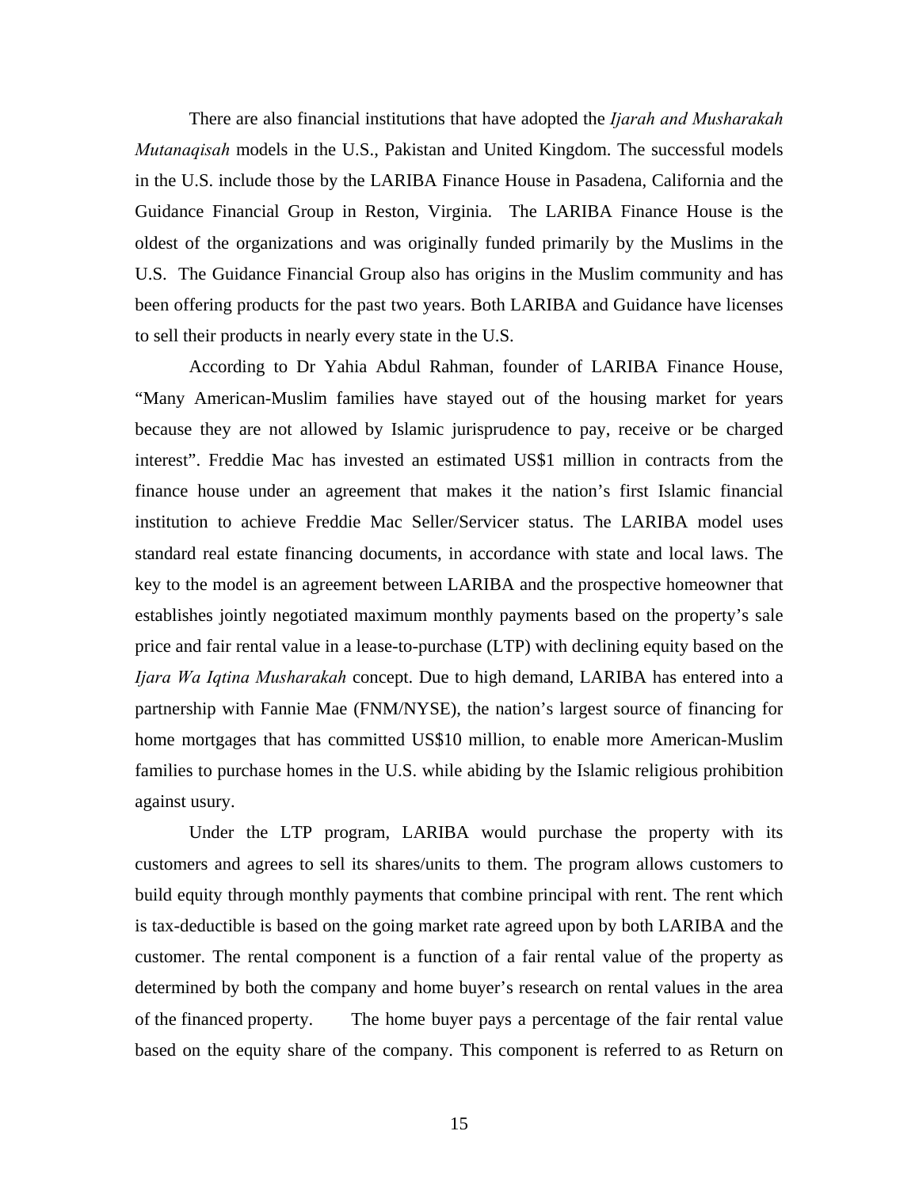There are also financial institutions that have adopted the *Ijarah and Musharakah Mutanaqisah* models in the U.S., Pakistan and United Kingdom. The successful models in the U.S. include those by the LARIBA Finance House in Pasadena, California and the Guidance Financial Group in Reston, Virginia. The LARIBA Finance House is the oldest of the organizations and was originally funded primarily by the Muslims in the U.S. The Guidance Financial Group also has origins in the Muslim community and has been offering products for the past two years. Both LARIBA and Guidance have licenses to sell their products in nearly every state in the U.S.

According to Dr Yahia Abdul Rahman, founder of LARIBA Finance House, "Many American-Muslim families have stayed out of the housing market for years because they are not allowed by Islamic jurisprudence to pay, receive or be charged interest". Freddie Mac has invested an estimated US$1 million in contracts from the finance house under an agreement that makes it the nation's first Islamic financial institution to achieve Freddie Mac Seller/Servicer status. The LARIBA model uses standard real estate financing documents, in accordance with state and local laws. The key to the model is an agreement between LARIBA and the prospective homeowner that establishes jointly negotiated maximum monthly payments based on the property's sale price and fair rental value in a lease-to-purchase (LTP) with declining equity based on the *Ijara Wa Iqtina Musharakah* concept. Due to high demand, LARIBA has entered into a partnership with Fannie Mae (FNM/NYSE), the nation's largest source of financing for home mortgages that has committed US$10 million, to enable more American-Muslim families to purchase homes in the U.S. while abiding by the Islamic religious prohibition against usury.

Under the LTP program, LARIBA would purchase the property with its customers and agrees to sell its shares/units to them. The program allows customers to build equity through monthly payments that combine principal with rent. The rent which is tax-deductible is based on the going market rate agreed upon by both LARIBA and the customer. The rental component is a function of a fair rental value of the property as determined by both the company and home buyer's research on rental values in the area of the financed property. The home buyer pays a percentage of the fair rental value based on the equity share of the company. This component is referred to as Return on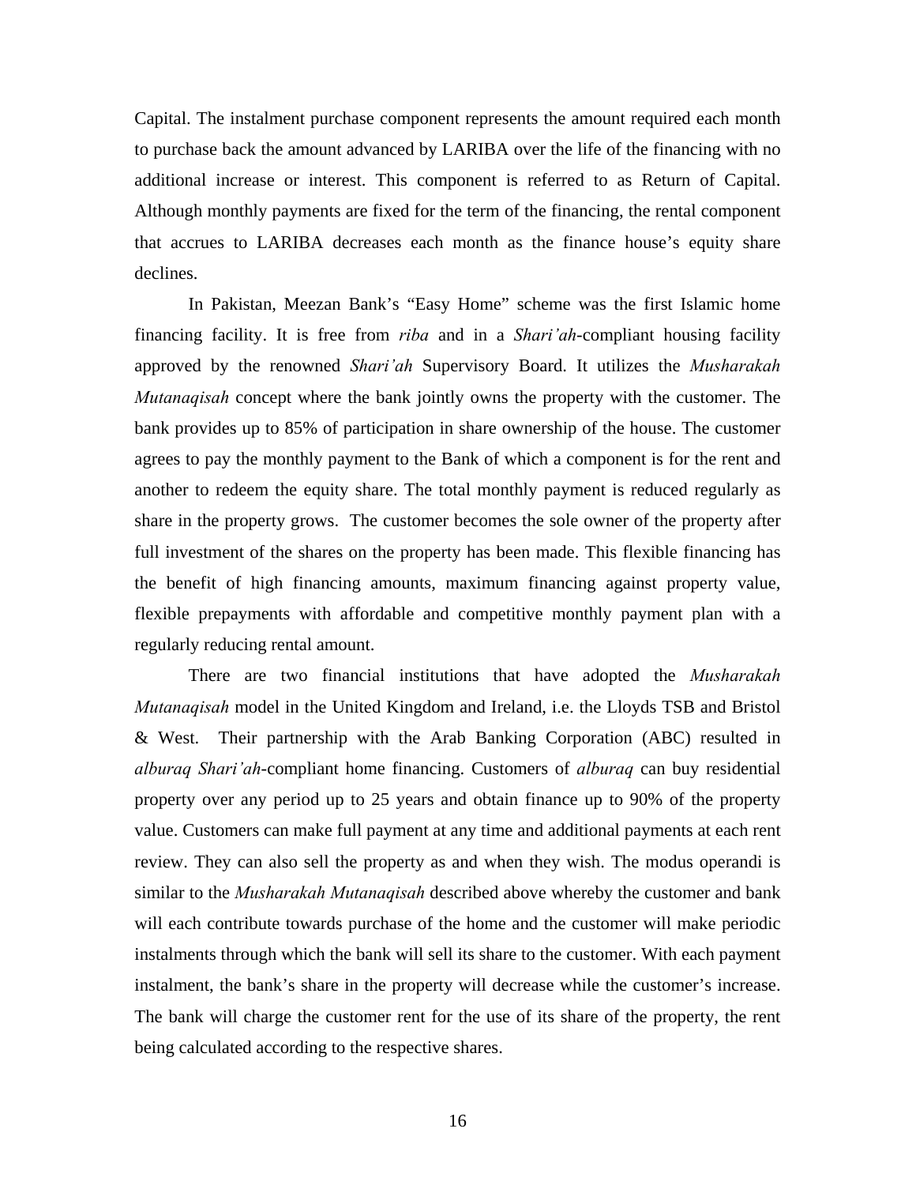Capital. The instalment purchase component represents the amount required each month to purchase back the amount advanced by LARIBA over the life of the financing with no additional increase or interest. This component is referred to as Return of Capital. Although monthly payments are fixed for the term of the financing, the rental component that accrues to LARIBA decreases each month as the finance house's equity share declines.

In Pakistan, Meezan Bank's "Easy Home" scheme was the first Islamic home financing facility. It is free from *riba* and in a *Shari'ah*-compliant housing facility approved by the renowned *Shari'ah* Supervisory Board. It utilizes the *Musharakah Mutanaqisah* concept where the bank jointly owns the property with the customer. The bank provides up to 85% of participation in share ownership of the house. The customer agrees to pay the monthly payment to the Bank of which a component is for the rent and another to redeem the equity share. The total monthly payment is reduced regularly as share in the property grows. The customer becomes the sole owner of the property after full investment of the shares on the property has been made. This flexible financing has the benefit of high financing amounts, maximum financing against property value, flexible prepayments with affordable and competitive monthly payment plan with a regularly reducing rental amount.

There are two financial institutions that have adopted the *Musharakah Mutanaqisah* model in the United Kingdom and Ireland, i.e. the Lloyds TSB and Bristol & West. Their partnership with the Arab Banking Corporation (ABC) resulted in *alburaq Shari'ah*-compliant home financing. Customers of *alburaq* can buy residential property over any period up to 25 years and obtain finance up to 90% of the property value. Customers can make full payment at any time and additional payments at each rent review. They can also sell the property as and when they wish. The modus operandi is similar to the *Musharakah Mutanaqisah* described above whereby the customer and bank will each contribute towards purchase of the home and the customer will make periodic instalments through which the bank will sell its share to the customer. With each payment instalment, the bank's share in the property will decrease while the customer's increase. The bank will charge the customer rent for the use of its share of the property, the rent being calculated according to the respective shares.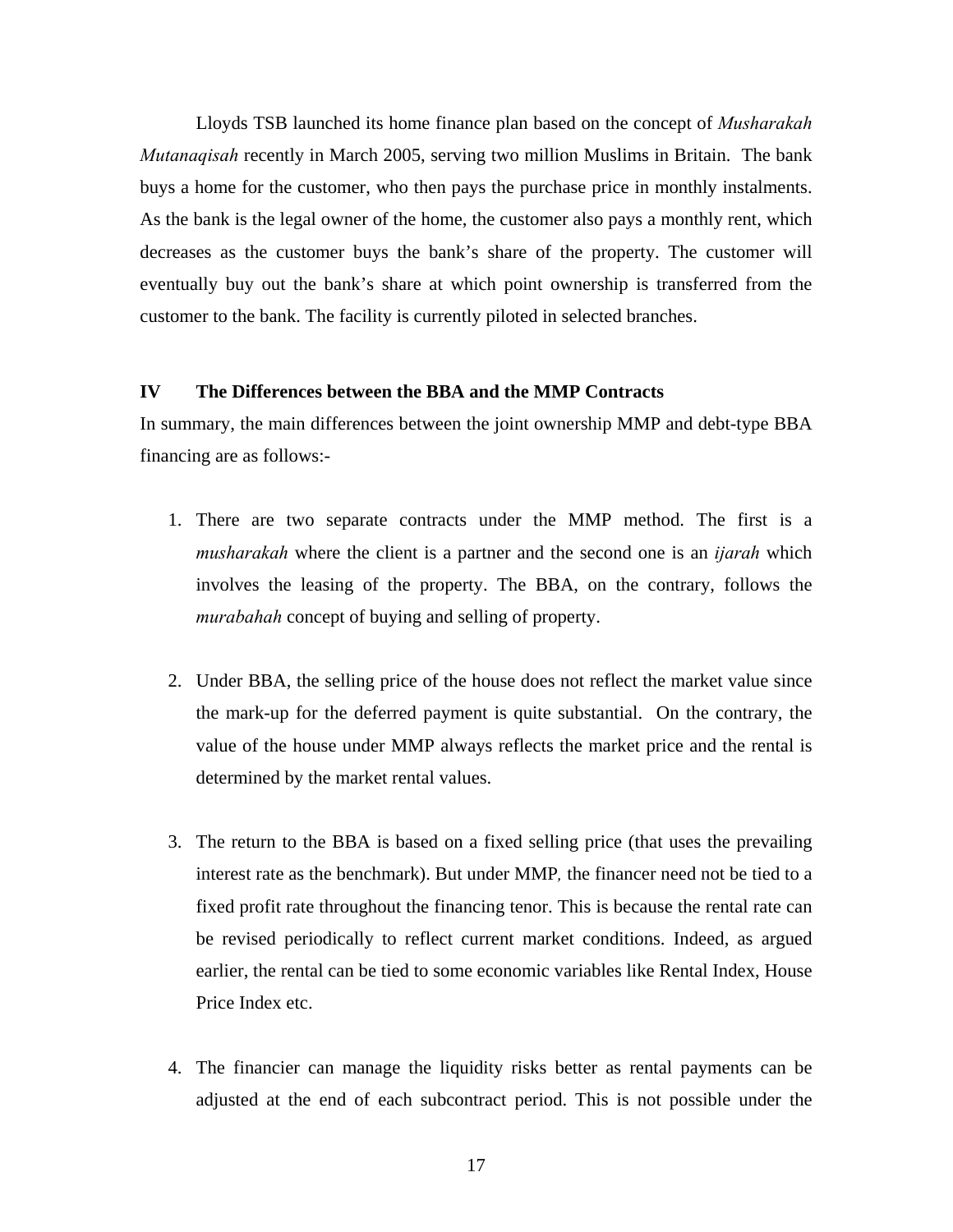Lloyds TSB launched its home finance plan based on the concept of *Musharakah Mutanaqisah* recently in March 2005, serving two million Muslims in Britain. The bank buys a home for the customer, who then pays the purchase price in monthly instalments. As the bank is the legal owner of the home, the customer also pays a monthly rent, which decreases as the customer buys the bank's share of the property. The customer will eventually buy out the bank's share at which point ownership is transferred from the customer to the bank. The facility is currently piloted in selected branches.

## IV The Differences between the BBA and the MMP Contracts

In summary, the main differences between the joint ownership MMP and debt-type BBA financing are as follows:-

1. There are two separate contracts under the MMP method. The first is a *musharakah* where the client is a partner and the second one is an *ijarah* which involves the leasing of the property. The BBA, on the contrary, follows the *murabahah* concept of buying and selling of property.

2. Under BBA, the selling price of the house does not reflect the market value since the mark-up for the deferred payment is quite substantial. On the contrary, the value of the house under MMP always reflects the market price and the rental is determined by the market rental values.

3. The return to the BBA is based on a fixed selling price (that uses the prevailing interest rate as the benchmark). But under MMP, the financer need not be tied to a fixed profit rate throughout the financing tenor. This is because the rental rate can be revised periodically to reflect current market conditions. Indeed, as argued earlier, the rental can be tied to some economic variables like Rental Index, House Price Index etc.

4. The financier can manage the liquidity risks better as rental payments can be adjusted at the end of each subcontract period. This is not possible under the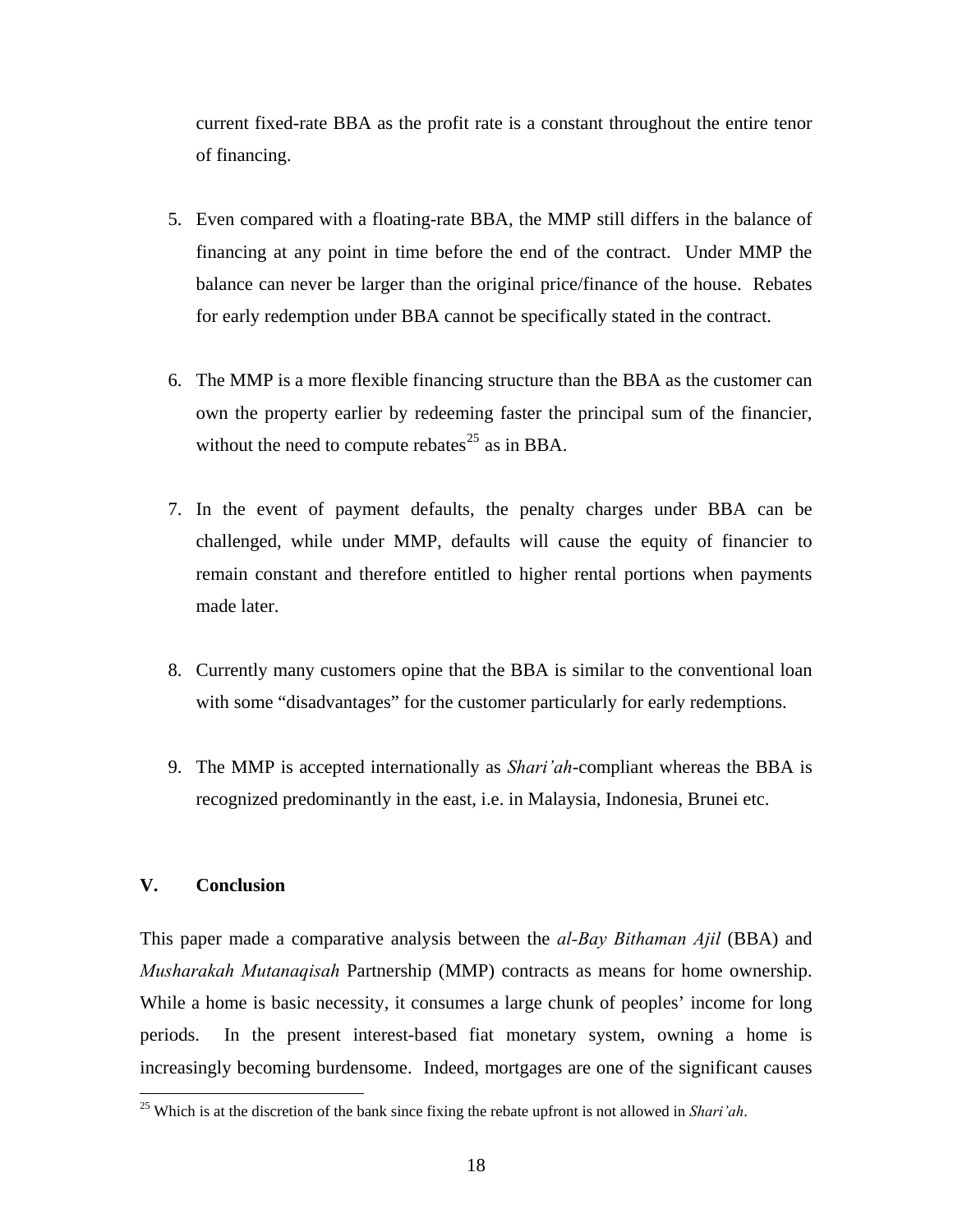current fixed-rate BBA as the profit rate is a constant throughout the entire tenor of financing.

5. Even compared with a floating-rate BBA, the MMP still differs in the balance of financing at any point in time before the end of the contract. Under MMP the balance can never be larger than the original price/finance of the house. Rebates for early redemption under BBA cannot be specifically stated in the contract.

6. The MMP is a more flexible financing structure than the BBA as the customer can own the property earlier by redeeming faster the principal sum of the financier, without the need to compute rebates[25] as in BBA.

7. In the event of payment defaults, the penalty charges under BBA can be challenged, while under MMP, defaults will cause the equity of financier to remain constant and therefore entitled to higher rental portions when payments made later.

8. Currently many customers opine that the BBA is similar to the conventional loan with some "disadvantages" for the customer particularly for early redemptions.

9. The MMP is accepted internationally as *Shari'ah*-compliant whereas the BBA is recognized predominantly in the east, i.e. in Malaysia, Indonesia, Brunei etc.

## V. Conclusion

This paper made a comparative analysis between the *al-Bay Bithaman Ajil* (BBA) and *Musharakah Mutanaqisah* Partnership (MMP) contracts as means for home ownership. While a home is basic necessity, it consumes a large chunk of peoples' income for long periods. In the present interest-based fiat monetary system, owning a home is increasingly becoming burdensome. Indeed, mortgages are one of the significant causes

[25] Which is at the discretion of the bank since fixing the rebate upfront is not allowed in *Shari'ah*.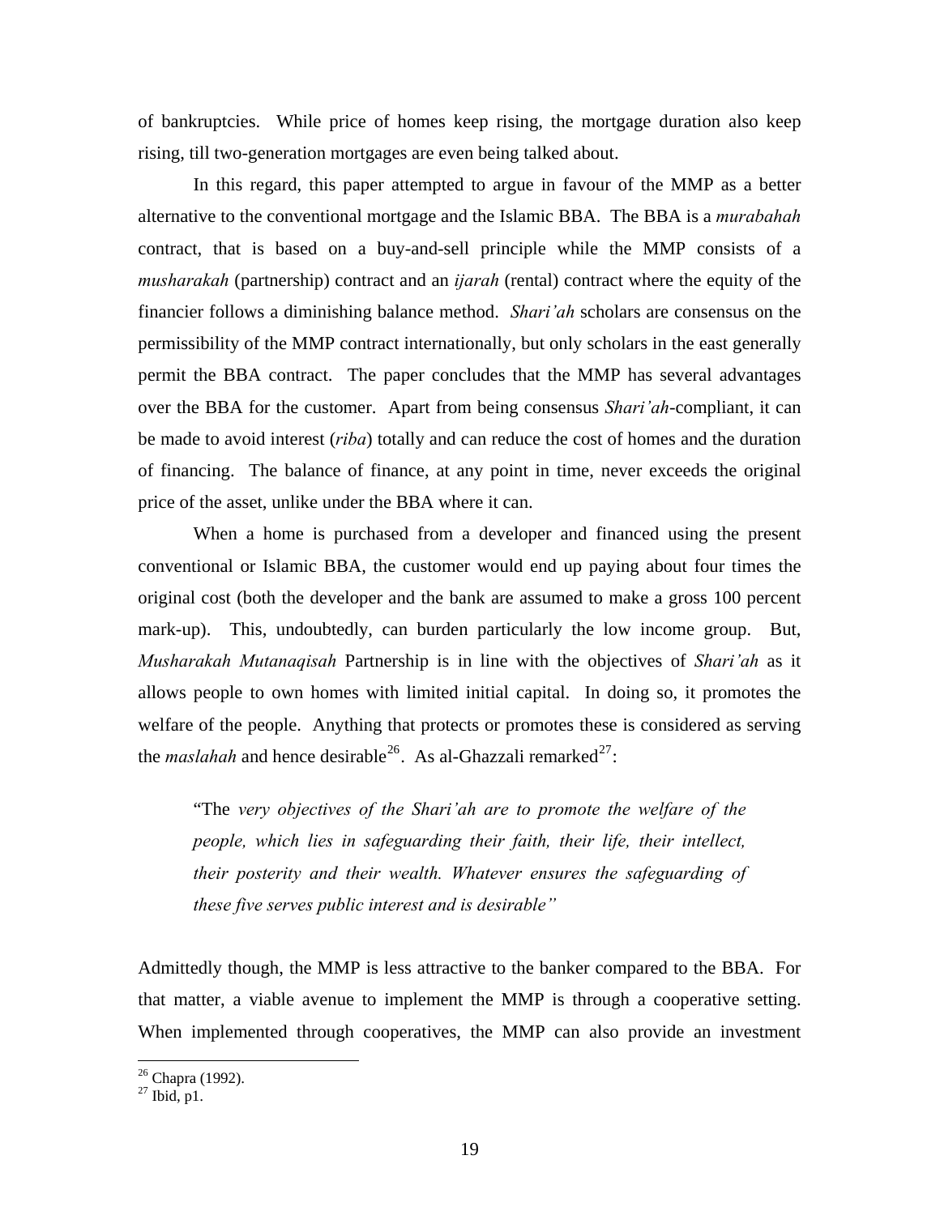of bankruptcies. While price of homes keep rising, the mortgage duration also keep rising, till two-generation mortgages are even being talked about.

In this regard, this paper attempted to argue in favour of the MMP as a better alternative to the conventional mortgage and the Islamic BBA. The BBA is a *murabahah* contract, that is based on a buy-and-sell principle while the MMP consists of a *musharakah* (partnership) contract and an *ijarah* (rental) contract where the equity of the financier follows a diminishing balance method. *Shari'ah* scholars are consensus on the permissibility of the MMP contract internationally, but only scholars in the east generally permit the BBA contract. The paper concludes that the MMP has several advantages over the BBA for the customer. Apart from being consensus *Shari'ah*-compliant, it can be made to avoid interest (*riba*) totally and can reduce the cost of homes and the duration of financing. The balance of finance, at any point in time, never exceeds the original price of the asset, unlike under the BBA where it can.

When a home is purchased from a developer and financed using the present conventional or Islamic BBA, the customer would end up paying about four times the original cost (both the developer and the bank are assumed to make a gross 100 percent mark-up). This, undoubtedly, can burden particularly the low income group. But, *Musharakah Mutanaqisah* Partnership is in line with the objectives of *Shari'ah* as it allows people to own homes with limited initial capital. In doing so, it promotes the welfare of the people. Anything that protects or promotes these is considered as serving the *maslahah* and hence desirable[26]. As al-Ghazzali remarked[27]:

> "The *very objectives of the Shari'ah are to promote the welfare of the people, which lies in safeguarding their faith, their life, their intellect, their posterity and their wealth. Whatever ensures the safeguarding of these five serves public interest and is desirable"*

Admittedly though, the MMP is less attractive to the banker compared to the BBA. For that matter, a viable avenue to implement the MMP is through a cooperative setting. When implemented through cooperatives, the MMP can also provide an investment

---

[26] Chapra (1992).
[27] Ibid, p1.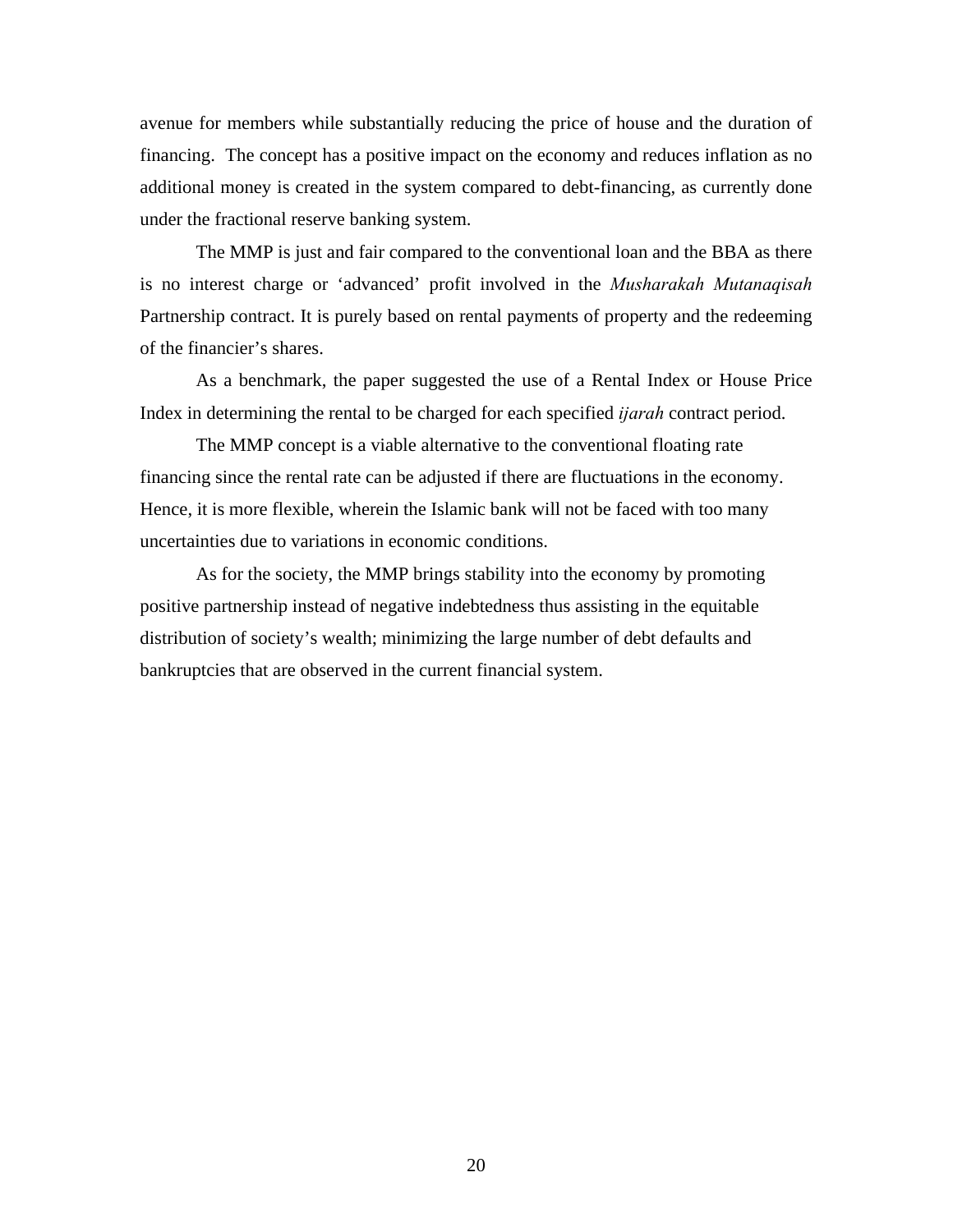avenue for members while substantially reducing the price of house and the duration of financing. The concept has a positive impact on the economy and reduces inflation as no additional money is created in the system compared to debt-financing, as currently done under the fractional reserve banking system.

The MMP is just and fair compared to the conventional loan and the BBA as there is no interest charge or 'advanced' profit involved in the *Musharakah Mutanaqisah* Partnership contract. It is purely based on rental payments of property and the redeeming of the financier's shares.

As a benchmark, the paper suggested the use of a Rental Index or House Price Index in determining the rental to be charged for each specified *ijarah* contract period.

The MMP concept is a viable alternative to the conventional floating rate financing since the rental rate can be adjusted if there are fluctuations in the economy. Hence, it is more flexible, wherein the Islamic bank will not be faced with too many uncertainties due to variations in economic conditions.

As for the society, the MMP brings stability into the economy by promoting positive partnership instead of negative indebtedness thus assisting in the equitable distribution of society's wealth; minimizing the large number of debt defaults and bankruptcies that are observed in the current financial system.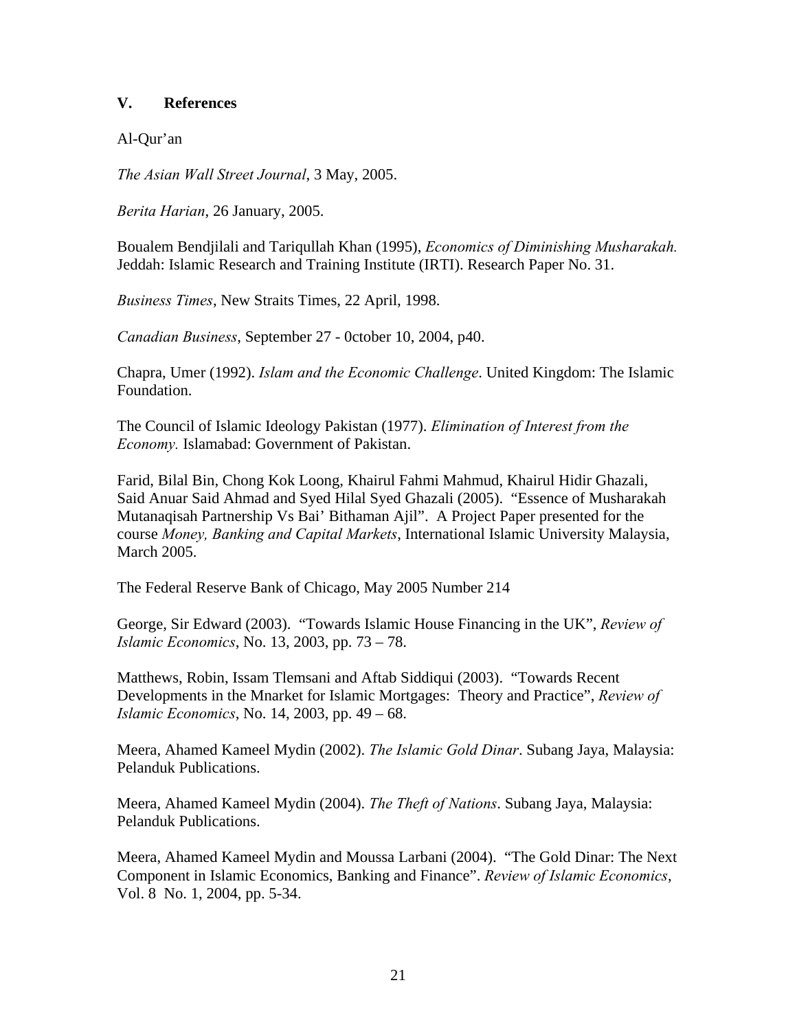## V. References

Al-Qur'an

*The Asian Wall Street Journal*, 3 May, 2005.

*Berita Harian*, 26 January, 2005.

Boualem Bendjilali and Tariqullah Khan (1995), *Economics of Diminishing Musharakah.* Jeddah: Islamic Research and Training Institute (IRTI). Research Paper No. 31.

*Business Times*, New Straits Times, 22 April, 1998.

*Canadian Business*, September 27 - 0ctober 10, 2004, p40.

Chapra, Umer (1992). *Islam and the Economic Challenge*. United Kingdom: The Islamic Foundation.

The Council of Islamic Ideology Pakistan (1977). *Elimination of Interest from the Economy.* Islamabad: Government of Pakistan.

Farid, Bilal Bin, Chong Kok Loong, Khairul Fahmi Mahmud, Khairul Hidir Ghazali, Said Anuar Said Ahmad and Syed Hilal Syed Ghazali (2005). "Essence of Musharakah Mutanaqisah Partnership Vs Bai' Bithaman Ajil". A Project Paper presented for the course *Money, Banking and Capital Markets*, International Islamic University Malaysia, March 2005.

The Federal Reserve Bank of Chicago, May 2005 Number 214

George, Sir Edward (2003). "Towards Islamic House Financing in the UK", *Review of Islamic Economics*, No. 13, 2003, pp. 73 – 78.

Matthews, Robin, Issam Tlemsani and Aftab Siddiqui (2003). "Towards Recent Developments in the Mnarket for Islamic Mortgages: Theory and Practice", *Review of Islamic Economics*, No. 14, 2003, pp. 49 – 68.

Meera, Ahamed Kameel Mydin (2002). *The Islamic Gold Dinar*. Subang Jaya, Malaysia: Pelanduk Publications.

Meera, Ahamed Kameel Mydin (2004). *The Theft of Nations*. Subang Jaya, Malaysia: Pelanduk Publications.

Meera, Ahamed Kameel Mydin and Moussa Larbani (2004). "The Gold Dinar: The Next Component in Islamic Economics, Banking and Finance". *Review of Islamic Economics*, Vol. 8 No. 1, 2004, pp. 5-34.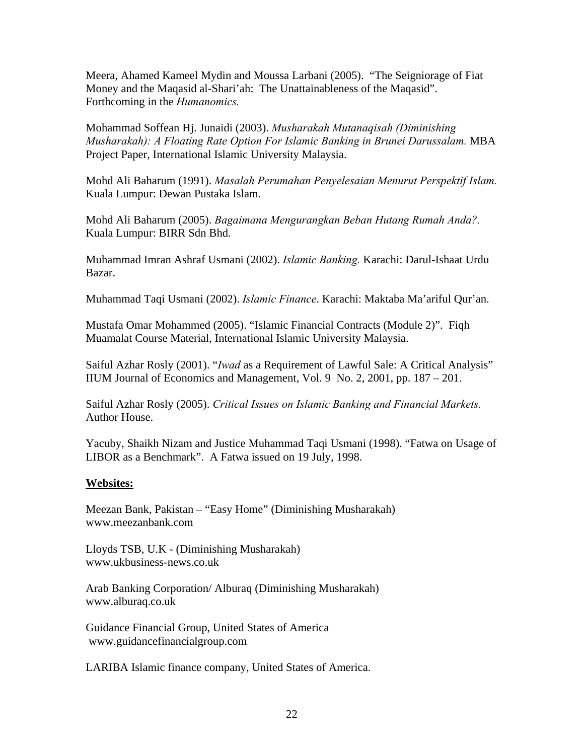Meera, Ahamed Kameel Mydin and Moussa Larbani (2005). "The Seigniorage of Fiat Money and the Maqasid al-Shari'ah: The Unattainableness of the Maqasid". Forthcoming in the *Humanomics.*

Mohammad Soffean Hj. Junaidi (2003). *Musharakah Mutanaqisah (Diminishing Musharakah): A Floating Rate Option For Islamic Banking in Brunei Darussalam.* MBA Project Paper, International Islamic University Malaysia.

Mohd Ali Baharum (1991). *Masalah Perumahan Penyelesaian Menurut Perspektif Islam.* Kuala Lumpur: Dewan Pustaka Islam.

Mohd Ali Baharum (2005). *Bagaimana Mengurangkan Beban Hutang Rumah Anda?.* Kuala Lumpur: BIRR Sdn Bhd.

Muhammad Imran Ashraf Usmani (2002). *Islamic Banking.* Karachi: Darul-Ishaat Urdu Bazar.

Muhammad Taqi Usmani (2002). *Islamic Finance*. Karachi: Maktaba Ma'ariful Qur'an.

Mustafa Omar Mohammed (2005). "Islamic Financial Contracts (Module 2)". Fiqh Muamalat Course Material, International Islamic University Malaysia.

Saiful Azhar Rosly (2001). "*Iwad* as a Requirement of Lawful Sale: A Critical Analysis" IIUM Journal of Economics and Management, Vol. 9 No. 2, 2001, pp. 187 – 201.

Saiful Azhar Rosly (2005). *Critical Issues on Islamic Banking and Financial Markets.* Author House.

Yacuby, Shaikh Nizam and Justice Muhammad Taqi Usmani (1998). "Fatwa on Usage of LIBOR as a Benchmark". A Fatwa issued on 19 July, 1998.

**Websites:**

Meezan Bank, Pakistan – "Easy Home" (Diminishing Musharakah)
www.meezanbank.com

Lloyds TSB, U.K - (Diminishing Musharakah)
www.ukbusiness-news.co.uk

Arab Banking Corporation/ Alburaq (Diminishing Musharakah)
www.alburaq.co.uk

Guidance Financial Group, United States of America
www.guidancefinancialgroup.com

LARIBA Islamic finance company, United States of America.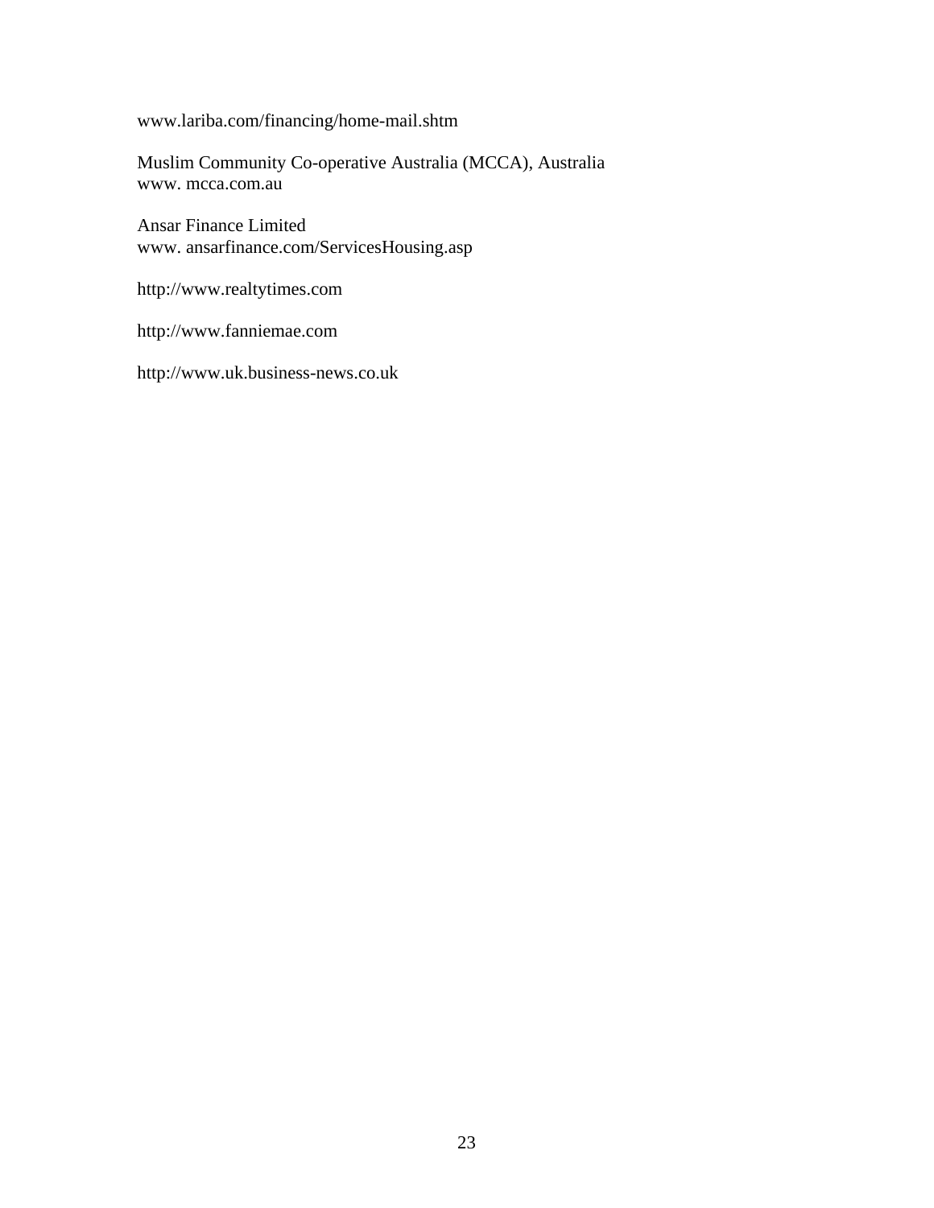www.lariba.com/financing/home-mail.shtm

Muslim Community Co-operative Australia (MCCA), Australia
www. mcca.com.au

Ansar Finance Limited
www. ansarfinance.com/ServicesHousing.asp

http://www.realtytimes.com

http://www.fanniemae.com

http://www.uk.business-news.co.uk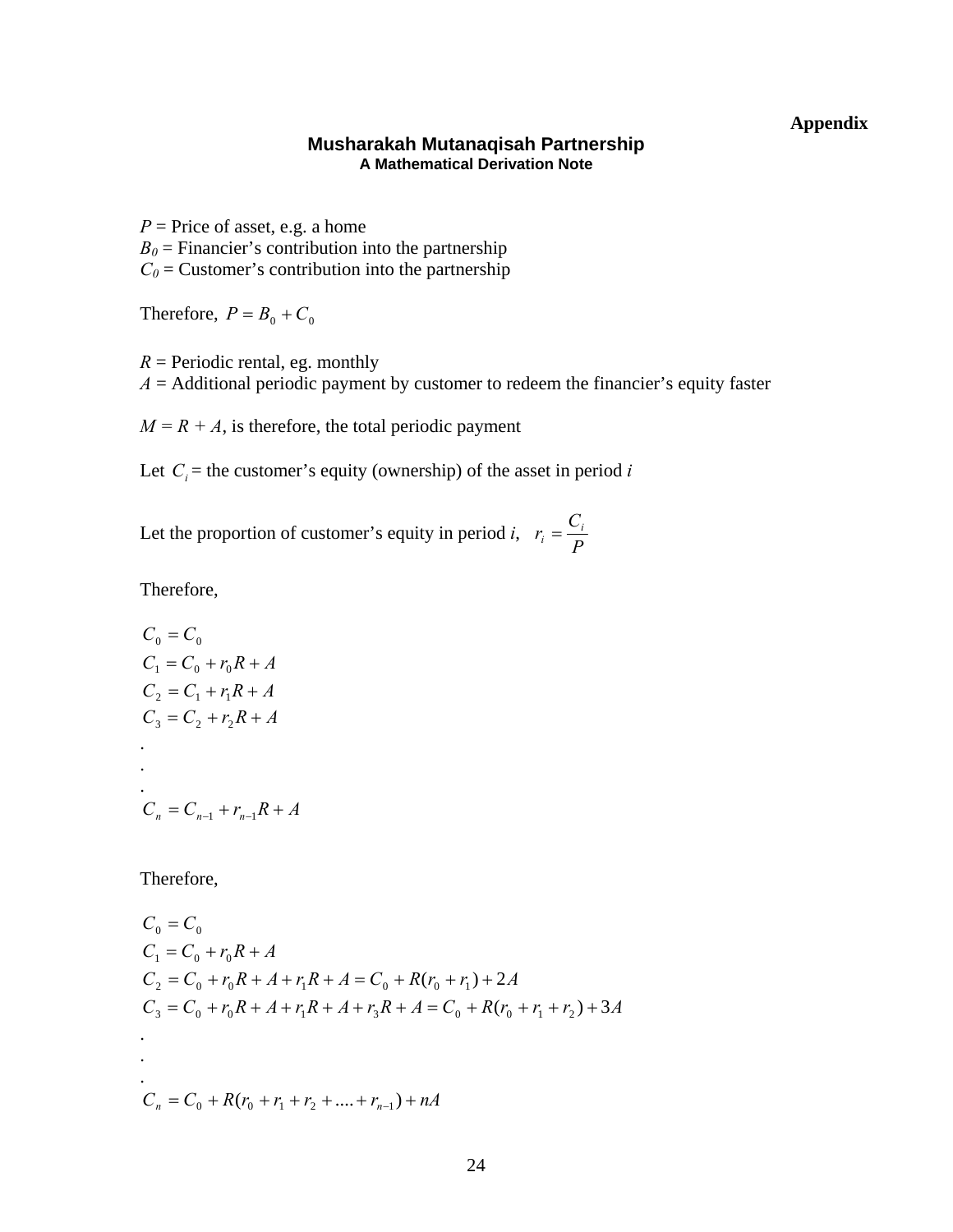**Appendix**

## Musharakah Mutanaqisah Partnership

### A Mathematical Derivation Note

$P$ = Price of asset, e.g. a home
$B_0$ = Financier's contribution into the partnership
$C_0$ = Customer's contribution into the partnership

Therefore, $P = B_0 + C_0$

$R$ = Periodic rental, eg. monthly
$A$ = Additional periodic payment by customer to redeem the financier's equity faster

$M = R + A$, is therefore, the total periodic payment

Let $C_i$ = the customer's equity (ownership) of the asset in period $i$

Let the proportion of customer's equity in period $i$, $r_i = \dfrac{C_i}{P}$

Therefore,

$$
\begin{aligned}
C_0 &= C_0 \\
C_1 &= C_0 + r_0 R + A \\
C_2 &= C_1 + r_1 R + A \\
C_3 &= C_2 + r_2 R + A \\
&. \\
&. \\
&. \\
C_n &= C_{n-1} + r_{n-1} R + A
\end{aligned}
$$

Therefore,

$$
\begin{aligned}
C_0 &= C_0 \\
C_1 &= C_0 + r_0 R + A \\
C_2 &= C_0 + r_0 R + A + r_1 R + A = C_0 + R(r_0 + r_1) + 2A \\
C_3 &= C_0 + r_0 R + A + r_1 R + A + r_3 R + A = C_0 + R(r_0 + r_1 + r_2) + 3A \\
&. \\
&. \\
&. \\
C_n &= C_0 + R(r_0 + r_1 + r_2 + .... + r_{n-1}) + nA
\end{aligned}
$$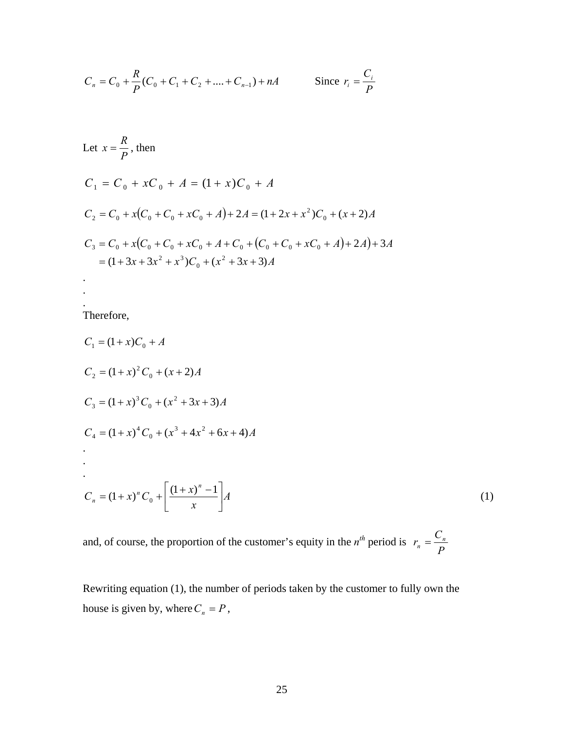$$C_n = C_0 + \frac{R}{P}(C_0 + C_1 + C_2 + .... + C_{n-1}) + nA \qquad \text{Since } r_i = \frac{C_i}{P}$$

Let $x = \dfrac{R}{P}$, then

$$C_1 = C_0 + xC_0 + A = (1 + x)C_0 + A$$

$$C_2 = C_0 + x\left(C_0 + C_0 + xC_0 + A\right) + 2A = (1 + 2x + x^2)C_0 + (x + 2)A$$

$$C_3 = C_0 + x\left(C_0 + C_0 + xC_0 + A + C_0 + \left(C_0 + C_0 + xC_0 + A\right) + 2A\right) + 3A$$
$$= (1 + 3x + 3x^2 + x^3)C_0 + (x^2 + 3x + 3)A$$

.
.
.

Therefore,

$$C_1 = (1 + x)C_0 + A$$

$$C_2 = (1 + x)^2 C_0 + (x + 2)A$$

$$C_3 = (1 + x)^3 C_0 + (x^2 + 3x + 3)A$$

$$C_4 = (1 + x)^4 C_0 + (x^3 + 4x^2 + 6x + 4)A$$

.
.
.

$$C_n = (1 + x)^n C_0 + \left[\frac{(1 + x)^n - 1}{x}\right]A \tag{1}$$

and, of course, the proportion of the customer's equity in the $n^{th}$ period is $r_n = \dfrac{C_n}{P}$

Rewriting equation (1), the number of periods taken by the customer to fully own the house is given by, where $C_n = P$,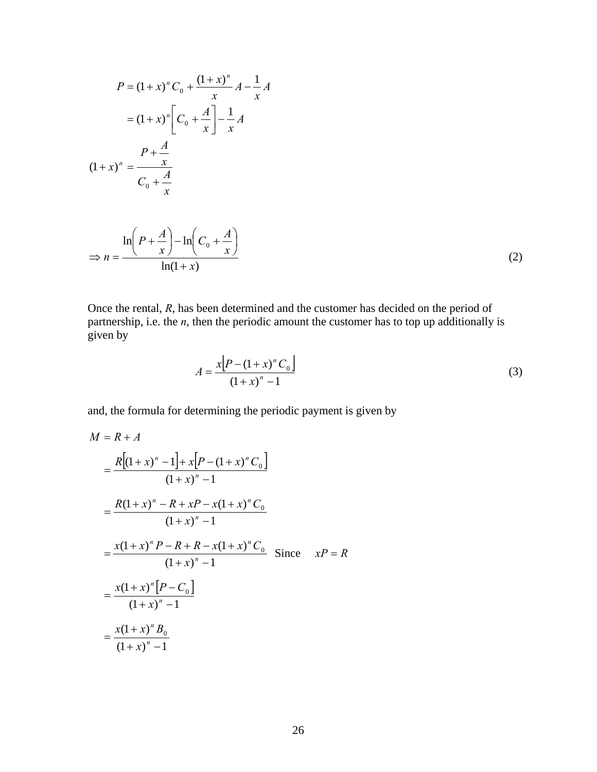$$
\begin{aligned}
P &= (1+x)^n C_0 + \frac{(1+x)^n}{x} A - \frac{1}{x} A \\
&= (1+x)^n \left[ C_0 + \frac{A}{x} \right] - \frac{1}{x} A
\end{aligned}
$$

$$
(1+x)^n = \frac{P + \dfrac{A}{x}}{C_0 + \dfrac{A}{x}}
$$

$$
\Rightarrow n = \frac{\ln\left( P + \dfrac{A}{x} \right) - \ln\left( C_0 + \dfrac{A}{x} \right)}{\ln(1+x)} \tag{2}
$$

Once the rental, $R$, has been determined and the customer has decided on the period of partnership, i.e. the $n$, then the periodic amount the customer has to top up additionally is given by

$$
A = \frac{x\left[P - (1+x)^n C_0\right]}{(1+x)^n - 1} \tag{3}
$$

and, the formula for determining the periodic payment is given by

$$
\begin{aligned}
M &= R + A \\
&= \frac{R\left[(1+x)^n - 1\right] + x\left[P - (1+x)^n C_0\right]}{(1+x)^n - 1} \\
&= \frac{R(1+x)^n - R + xP - x(1+x)^n C_0}{(1+x)^n - 1} \\
&= \frac{x(1+x)^n P - R + R - x(1+x)^n C_0}{(1+x)^n - 1} \quad \text{Since} \quad xP = R \\
&= \frac{x(1+x)^n \left[P - C_0\right]}{(1+x)^n - 1} \\
&= \frac{x(1+x)^n B_0}{(1+x)^n - 1}
\end{aligned}
$$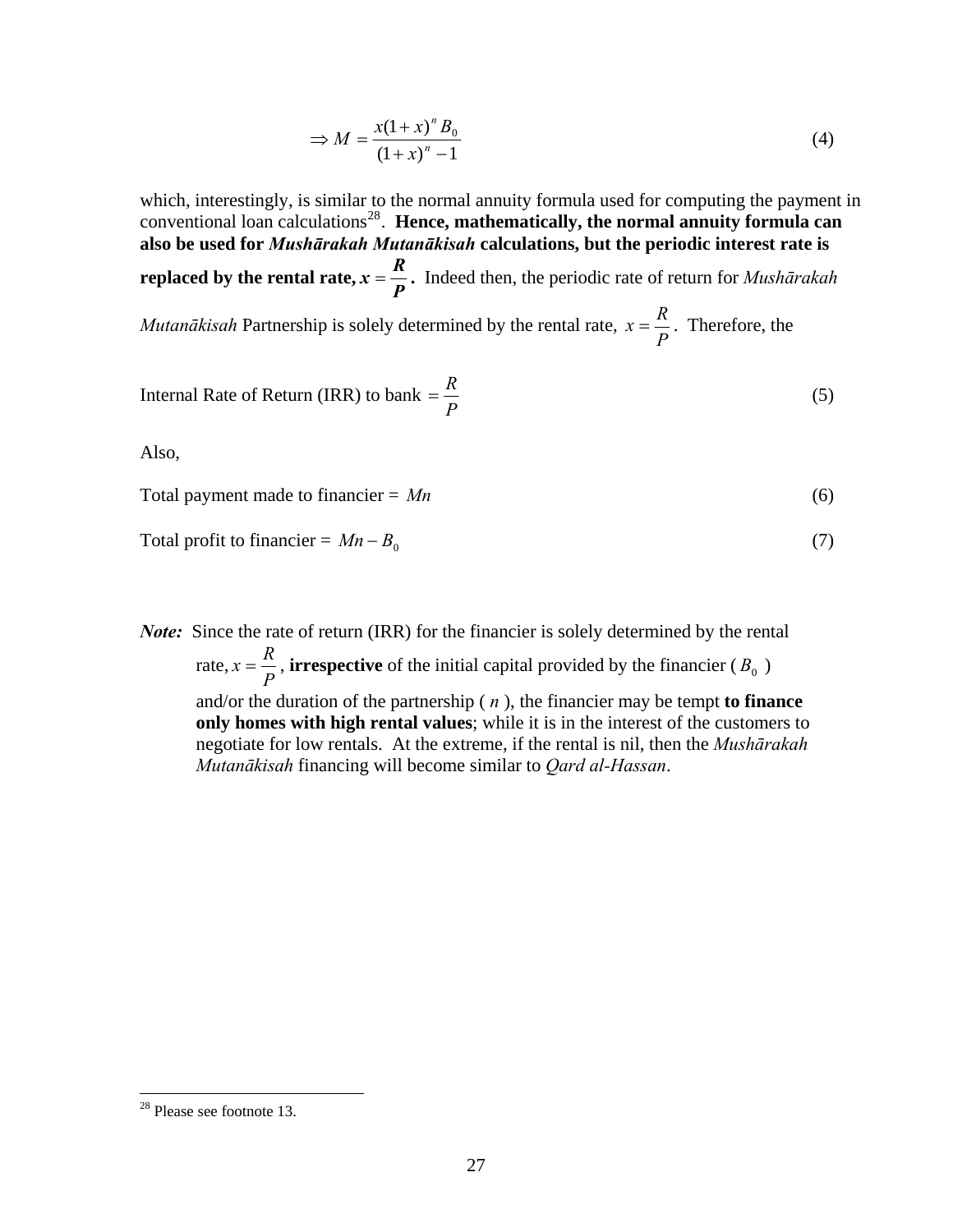$$\Rightarrow M = \frac{x(1+x)^n B_0}{(1+x)^n - 1} \tag{4}$$

which, interestingly, is similar to the normal annuity formula used for computing the payment in conventional loan calculations[28]. **Hence, mathematically, the normal annuity formula can also be used for *Mushārakah Mutanākisah* calculations, but the periodic interest rate is replaced by the rental rate, $x = \frac{R}{P}$.** Indeed then, the periodic rate of return for *Mushārakah Mutanākisah* Partnership is solely determined by the rental rate, $x = \frac{R}{P}$. Therefore, the

$$\text{Internal Rate of Return (IRR) to bank} = \frac{R}{P} \tag{5}$$

Also,

$$\text{Total payment made to financier} = Mn \tag{6}$$

$$\text{Total profit to financier} = Mn - B_0 \tag{7}$$

***Note:*** Since the rate of return (IRR) for the financier is solely determined by the rental rate, $x = \frac{R}{P}$, **irrespective** of the initial capital provided by the financier ( $B_0$ ) and/or the duration of the partnership ( $n$ ), the financier may be tempt **to finance only homes with high rental values**; while it is in the interest of the customers to negotiate for low rentals. At the extreme, if the rental is nil, then the *Mushārakah Mutanākisah* financing will become similar to *Qard al-Hassan*.

---

[28] Please see footnote 13.